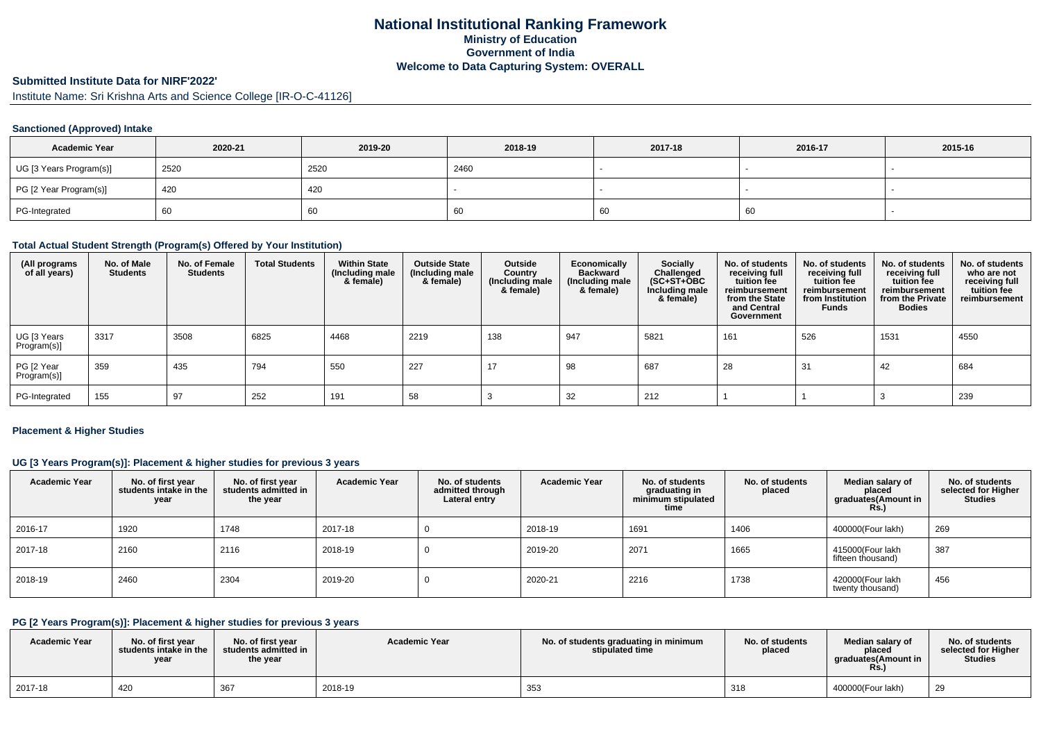# National Institutional Ranking Framework
## Ministry of Education
## Government of India
## Welcome to Data Capturing System: OVERALL

### Submitted Institute Data for NIRF'2022'

Institute Name: Sri Krishna Arts and Science College [IR-O-C-41126]

#### Sanctioned (Approved) Intake

| Academic Year | 2020-21 | 2019-20 | 2018-19 | 2017-18 | 2016-17 | 2015-16 |
|---|---|---|---|---|---|---|
| UG [3 Years Program(s)] | 2520 | 2520 | 2460 | - | - | - |
| PG [2 Year Program(s)] | 420 | 420 | - | - | - | - |
| PG-Integrated | 60 | 60 | 60 | 60 | 60 | - |

#### Total Actual Student Strength (Program(s) Offered by Your Institution)

| (All programs of all years) | No. of Male Students | No. of Female Students | Total Students | Within State (Including male & female) | Outside State (Including male & female) | Outside Country (Including male & female) | Economically Backward (Including male & female) | Socially Challenged (SC+ST+OBC Including male & female) | No. of students receiving full tuition fee reimbursement from the State and Central Government | No. of students receiving full tuition fee reimbursement from Institution Funds | No. of students receiving full tuition fee reimbursement from the Private Bodies | No. of students who are not receiving full tuition fee reimbursement |
|---|---|---|---|---|---|---|---|---|---|---|---|---|
| UG [3 Years Program(s)] | 3317 | 3508 | 6825 | 4468 | 2219 | 138 | 947 | 5821 | 161 | 526 | 1531 | 4550 |
| PG [2 Year Program(s)] | 359 | 435 | 794 | 550 | 227 | 17 | 98 | 687 | 28 | 31 | 42 | 684 |
| PG-Integrated | 155 | 97 | 252 | 191 | 58 | 3 | 32 | 212 | 1 | 1 | 3 | 239 |

#### Placement & Higher Studies

#### UG [3 Years Program(s)]: Placement & higher studies for previous 3 years

| Academic Year | No. of first year students intake in the year | No. of first year students admitted in the year | Academic Year | No. of students admitted through Lateral entry | Academic Year | No. of students graduating in minimum stipulated time | No. of students placed | Median salary of placed graduates(Amount in Rs.) | No. of students selected for Higher Studies |
|---|---|---|---|---|---|---|---|---|---|
| 2016-17 | 1920 | 1748 | 2017-18 | 0 | 2018-19 | 1691 | 1406 | 400000(Four lakh) | 269 |
| 2017-18 | 2160 | 2116 | 2018-19 | 0 | 2019-20 | 2071 | 1665 | 415000(Four lakh fifteen thousand) | 387 |
| 2018-19 | 2460 | 2304 | 2019-20 | 0 | 2020-21 | 2216 | 1738 | 420000(Four lakh twenty thousand) | 456 |

#### PG [2 Years Program(s)]: Placement & higher studies for previous 3 years

| Academic Year | No. of first year students intake in the year | No. of first year students admitted in the year | Academic Year | No. of students graduating in minimum stipulated time | No. of students placed | Median salary of placed graduates(Amount in Rs.) | No. of students selected for Higher Studies |
|---|---|---|---|---|---|---|---|
| 2017-18 | 420 | 367 | 2018-19 | 353 | 318 | 400000(Four lakh) | 29 |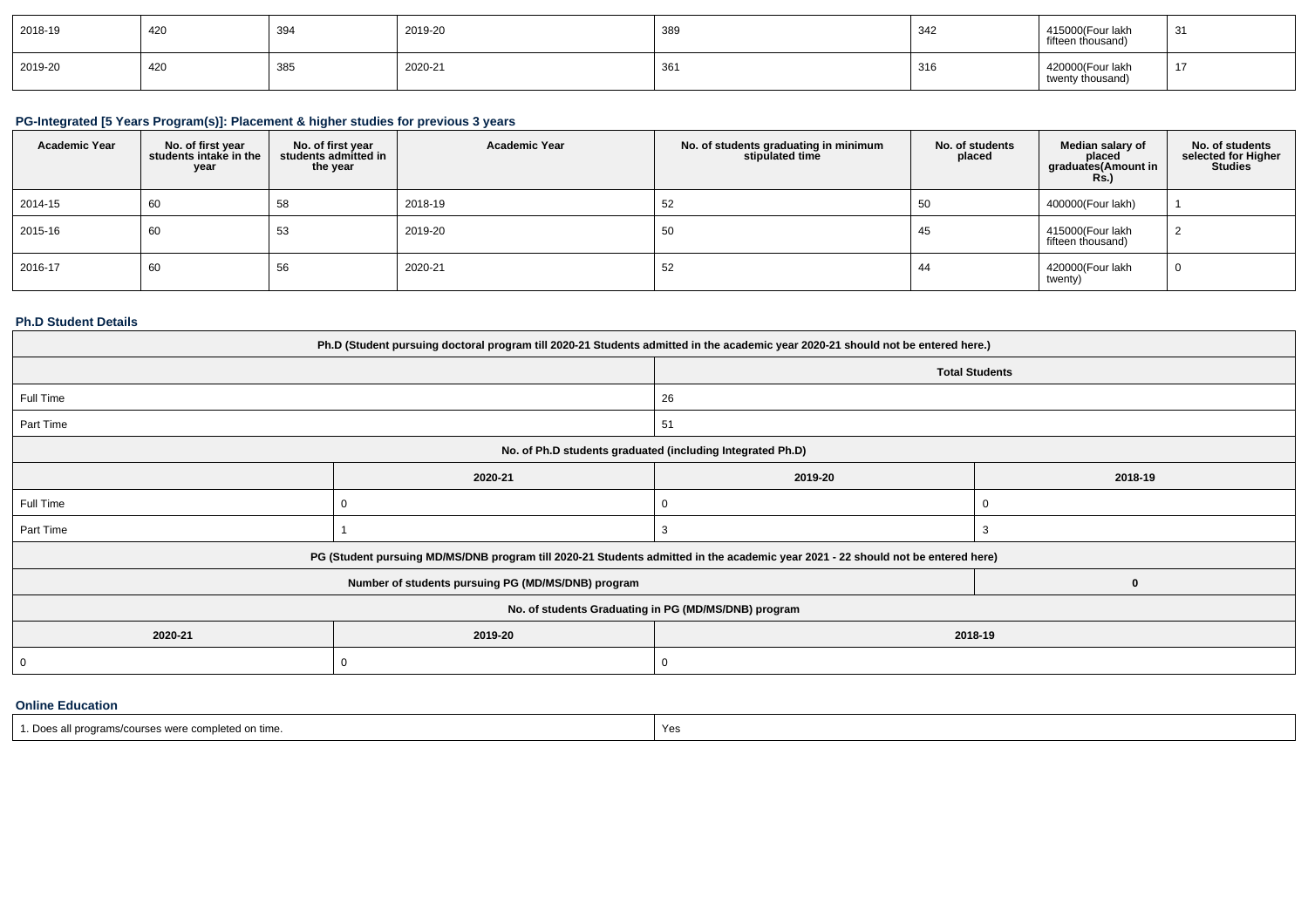| 2018-19 | 420 | 394 | 2019-20 | 389 | 342 | 415000(Four lakh fifteen thousand) | 31 |
|---|---|---|---|---|---|---|---|
| 2019-20 | 420 | 385 | 2020-21 | 361 | 316 | 420000(Four lakh twenty thousand) | 17 |

### PG-Integrated [5 Years Program(s)]: Placement & higher studies for previous 3 years

| Academic Year | No. of first year students intake in the year | No. of first year students admitted in the year | Academic Year | No. of students graduating in minimum stipulated time | No. of students placed | Median salary of placed graduates(Amount in Rs.) | No. of students selected for Higher Studies |
|---|---|---|---|---|---|---|---|
| 2014-15 | 60 | 58 | 2018-19 | 52 | 50 | 400000(Four lakh) | 1 |
| 2015-16 | 60 | 53 | 2019-20 | 50 | 45 | 415000(Four lakh fifteen thousand) | 2 |
| 2016-17 | 60 | 56 | 2020-21 | 52 | 44 | 420000(Four lakh twenty) | 0 |

### Ph.D Student Details

| Ph.D (Student pursuing doctoral program till 2020-21 Students admitted in the academic year 2020-21 should not be entered here.) | |
|---|---|
| | **Total Students** |
| Full Time | 26 |
| Part Time | 51 |

| No. of Ph.D students graduated (including Integrated Ph.D) | | | |
|---|---|---|---|
| | **2020-21** | **2019-20** | **2018-19** |
| Full Time | 0 | 0 | 0 |
| Part Time | 1 | 3 | 3 |

| PG (Student pursuing MD/MS/DNB program till 2020-21 Students admitted in the academic year 2021 - 22 should not be entered here) | |
|---|---|
| Number of students pursuing PG (MD/MS/DNB) program | 0 |

| No. of students Graduating in PG (MD/MS/DNB) program | | |
|---|---|---|
| **2020-21** | **2019-20** | **2018-19** |
| 0 | 0 | 0 |

### Online Education

| 1. Does all programs/courses were completed on time. | Yes |
|---|---|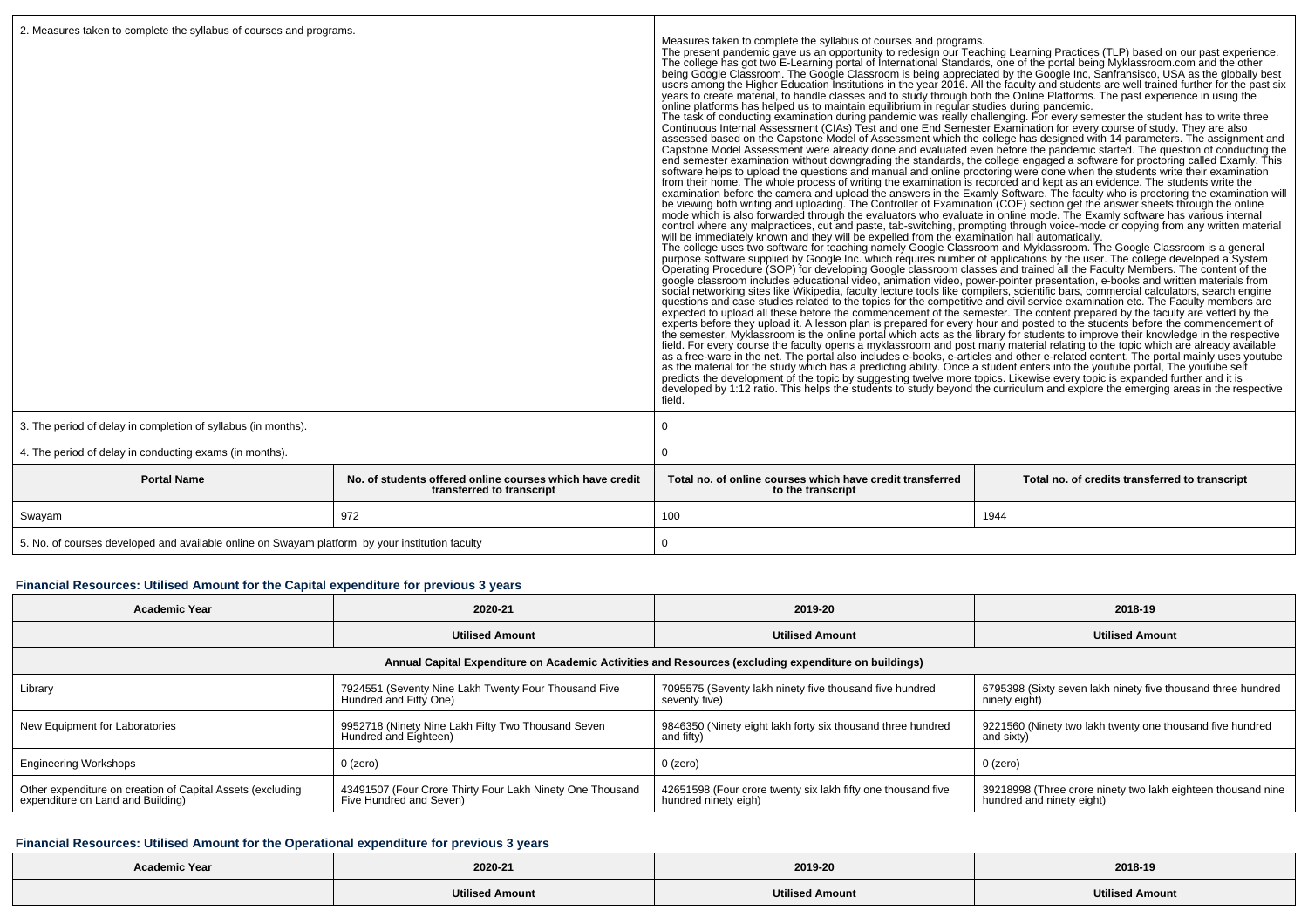| 2. Measures taken to complete the syllabus of courses and programs. | | Measures taken to complete the syllabus of courses and programs. The present pandemic gave us an opportunity to redesign our Teaching Learning Practices (TLP) based on our past experience. The college has got two E-Learning portal of International Standards, one of the portal being Myklassroom.com and the other being Google Classroom. The Google Classroom is being appreciated by the Google Inc, Sanfransisco, USA as the globally best users among the Higher Education Institutions in the year 2016. All the faculty and students are well trained further for the past six years to create material, to handle classes and to study through both the Online Platforms. The past experience in using the online platforms has helped us to maintain equilibrium in regular studies during pandemic. The task of conducting examination during pandemic was really challenging. For every semester the student has to write three Continuous Internal Assessment (CIAs) Test and one End Semester Examination for every course of study. They are also assessed based on the Capstone Model of Assessment which the college has designed with 14 parameters. The assignment and Capstone Model Assessment were already done and evaluated even before the pandemic started. The question of conducting the end semester examination without downgrading the standards, the college engaged a software for proctoring called Examly. This software helps to upload the questions and manual and online proctoring were done when the students write their examination from their home. The whole process of writing the examination is recorded and kept as an evidence. The students write the examination before the camera and upload the answers in the Examly Software. The faculty who is proctoring the examination will be viewing both writing and uploading. The Controller of Examination (COE) section get the answer sheets through the online mode which is also forwarded through the evaluators who evaluate in online mode. The Examly software has various internal control where any malpractices, cut and paste, tab-switching, prompting through voice-mode or copying from any written material will be immediately known and they will be expelled from the examination hall automatically. The college uses two software for teaching namely Google Classroom and Myklassroom. The Google Classroom is a general purpose software supplied by Google Inc. which requires number of applications by the user. The college developed a System Operating Procedure (SOP) for developing Google classroom classes and trained all the Faculty Members. The content of the google classroom includes educational video, animation video, power-pointer presentation, e-books and written materials from social networking sites like Wikipedia, faculty lecture tools like compilers, scientific bars, commercial calculators, search engine questions and case studies related to the topics for the competitive and civil service examination etc. The Faculty members are expected to upload all these before the commencement of the semester. The content prepared by the faculty are vetted by the experts before they upload it. A lesson plan is prepared for every hour and posted to the students before the commencement of the semester. Myklassroom is the online portal which acts as the library for students to improve their knowledge in the respective field. For every course the faculty opens a myklassroom and post many material relating to the topic which are already available as a free-ware in the net. The portal also includes e-books, e-articles and other e-related content. The portal mainly uses youtube as the material for the study which has a predicting ability. Once a student enters into the youtube portal, The youtube self predicts the development of the topic by suggesting twelve more topics. Likewise every topic is expanded further and it is developed by 1:12 ratio. This helps the students to study beyond the curriculum and explore the emerging areas in the respective field. | |
|---|---|---|---|
| 3. The period of delay in completion of syllabus (in months). | | 0 | |
| 4. The period of delay in conducting exams (in months). | | 0 | |
| **Portal Name** | **No. of students offered online courses which have credit transferred to transcript** | **Total no. of online courses which have credit transferred to the transcript** | **Total no. of credits transferred to transcript** |
| Swayam | 972 | 100 | 1944 |
| 5. No. of courses developed and available online on Swayam platform by your institution faculty | | 0 | |

### Financial Resources: Utilised Amount for the Capital expenditure for previous 3 years

| Academic Year | 2020-21 | 2019-20 | 2018-19 |
|---|---|---|---|
| | **Utilised Amount** | **Utilised Amount** | **Utilised Amount** |
| **Annual Capital Expenditure on Academic Activities and Resources (excluding expenditure on buildings)** | | | |
| Library | 7924551 (Seventy Nine Lakh Twenty Four Thousand Five Hundred and Fifty One) | 7095575 (Seventy lakh ninety five thousand five hundred seventy five) | 6795398 (Sixty seven lakh ninety five thousand three hundred ninety eight) |
| New Equipment for Laboratories | 9952718 (Ninety Nine Lakh Fifty Two Thousand Seven Hundred and Eighteen) | 9846350 (Ninety eight lakh forty six thousand three hundred and fifty) | 9221560 (Ninety two lakh twenty one thousand five hundred and sixty) |
| Engineering Workshops | 0 (zero) | 0 (zero) | 0 (zero) |
| Other expenditure on creation of Capital Assets (excluding expenditure on Land and Building) | 43491507 (Four Crore Thirty Four Lakh Ninety One Thousand Five Hundred and Seven) | 42651598 (Four crore twenty six lakh fifty one thousand five hundred ninety eigh) | 39218998 (Three crore ninety two lakh eighteen thousand nine hundred and ninety eight) |

### Financial Resources: Utilised Amount for the Operational expenditure for previous 3 years

| Academic Year | 2020-21 | 2019-20 | 2018-19 |
|---|---|---|---|
| | **Utilised Amount** | **Utilised Amount** | **Utilised Amount** |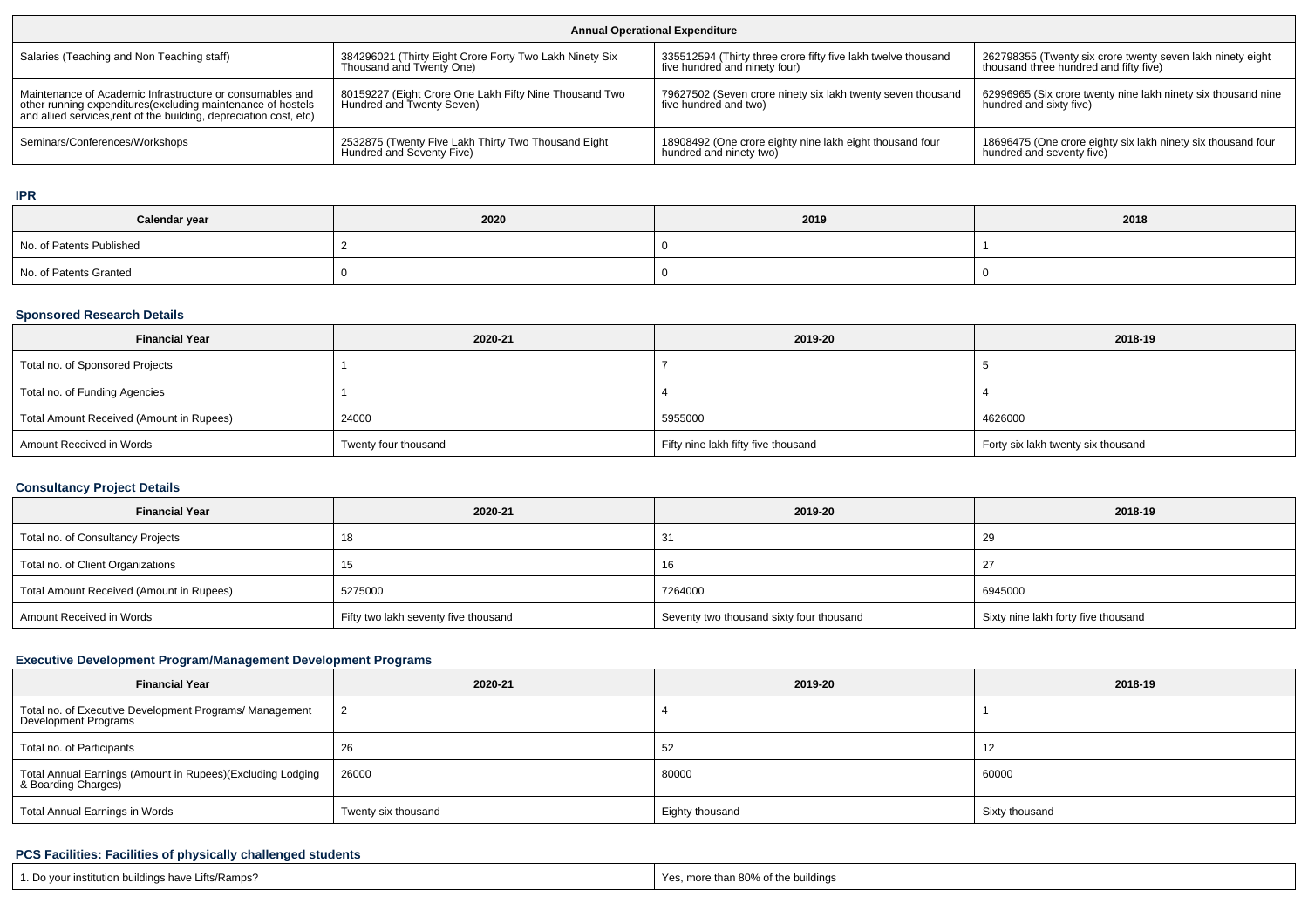| Annual Operational Expenditure | | | |
|---|---|---|---|
| Salaries (Teaching and Non Teaching staff) | 384296021 (Thirty Eight Crore Forty Two Lakh Ninety Six Thousand and Twenty One) | 335512594 (Thirty three crore fifty five lakh twelve thousand five hundred and ninety four) | 262798355 (Twenty six crore twenty seven lakh ninety eight thousand three hundred and fifty five) |
| Maintenance of Academic Infrastructure or consumables and other running expenditures(excluding maintenance of hostels and allied services,rent of the building, depreciation cost, etc) | 80159227 (Eight Crore One Lakh Fifty Nine Thousand Two Hundred and Twenty Seven) | 79627502 (Seven crore ninety six lakh twenty seven thousand five hundred and two) | 62996965 (Six crore twenty nine lakh ninety six thousand nine hundred and sixty five) |
| Seminars/Conferences/Workshops | 2532875 (Twenty Five Lakh Thirty Two Thousand Eight Hundred and Seventy Five) | 18908492 (One crore eighty nine lakh eight thousand four hundred and ninety two) | 18696475 (One crore eighty six lakh ninety six thousand four hundred and seventy five) |

## IPR

| Calendar year | 2020 | 2019 | 2018 |
|---|---|---|---|
| No. of Patents Published | 2 | 0 | 1 |
| No. of Patents Granted | 0 | 0 | 0 |

## Sponsored Research Details

| Financial Year | 2020-21 | 2019-20 | 2018-19 |
|---|---|---|---|
| Total no. of Sponsored Projects | 1 | 7 | 5 |
| Total no. of Funding Agencies | 1 | 4 | 4 |
| Total Amount Received (Amount in Rupees) | 24000 | 5955000 | 4626000 |
| Amount Received in Words | Twenty four thousand | Fifty nine lakh fifty five thousand | Forty six lakh twenty six thousand |

## Consultancy Project Details

| Financial Year | 2020-21 | 2019-20 | 2018-19 |
|---|---|---|---|
| Total no. of Consultancy Projects | 18 | 31 | 29 |
| Total no. of Client Organizations | 15 | 16 | 27 |
| Total Amount Received (Amount in Rupees) | 5275000 | 7264000 | 6945000 |
| Amount Received in Words | Fifty two lakh seventy five thousand | Seventy two thousand sixty four thousand | Sixty nine lakh forty five thousand |

## Executive Development Program/Management Development Programs

| Financial Year | 2020-21 | 2019-20 | 2018-19 |
|---|---|---|---|
| Total no. of Executive Development Programs/ Management Development Programs | 2 | 4 | 1 |
| Total no. of Participants | 26 | 52 | 12 |
| Total Annual Earnings (Amount in Rupees)(Excluding Lodging & Boarding Charges) | 26000 | 80000 | 60000 |
| Total Annual Earnings in Words | Twenty six thousand | Eighty thousand | Sixty thousand |

## PCS Facilities: Facilities of physically challenged students

| | |
|---|---|
| 1. Do your institution buildings have Lifts/Ramps? | Yes, more than 80% of the buildings |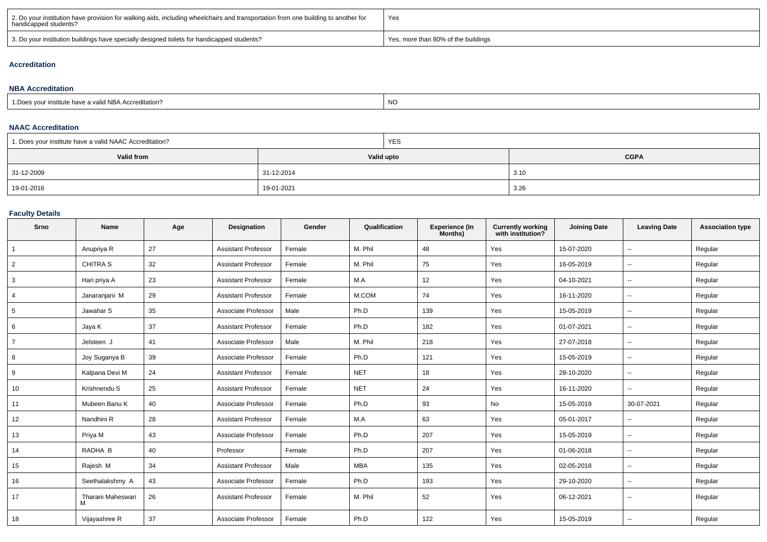| | |
|---|---|
| 2. Do your institution have provision for walking aids, including wheelchairs and transportation from one building to another for handicapped students? | Yes |
| 3. Do your institution buildings have specially designed toilets for handicapped students? | Yes, more than 80% of the buildings |

### Accreditation

#### NBA Accreditation

| | |
|---|---|
| 1.Does your institute have a valid NBA Accreditation? | NO |

#### NAAC Accreditation

| | | |
|---|---|---|
| 1. Does your institute have a valid NAAC Accreditation? | YES | |
| **Valid from** | **Valid upto** | **CGPA** |
| 31-12-2009 | 31-12-2014 | 3.10 |
| 19-01-2016 | 19-01-2021 | 3.26 |

### Faculty Details

| Srno | Name | Age | Designation | Gender | Qualification | Experience (In Months) | Currently working with institution? | Joining Date | Leaving Date | Association type |
|---|---|---|---|---|---|---|---|---|---|---|
| 1 | Anupriya R | 27 | Assistant Professor | Female | M. Phil | 48 | Yes | 15-07-2020 | -- | Regular |
| 2 | CHITRA S | 32 | Assistant Professor | Female | M. Phil | 75 | Yes | 16-05-2019 | -- | Regular |
| 3 | Hari priya A | 23 | Assistant Professor | Female | M.A | 12 | Yes | 04-10-2021 | -- | Regular |
| 4 | Janaranjani M | 29 | Assistant Professor | Female | M.COM | 74 | Yes | 16-11-2020 | -- | Regular |
| 5 | Jawahar S | 35 | Associate Professor | Male | Ph.D | 139 | Yes | 15-05-2019 | -- | Regular |
| 6 | Jaya K | 37 | Assistant Professor | Female | Ph.D | 182 | Yes | 01-07-2021 | -- | Regular |
| 7 | Jelsteen J | 41 | Associate Professor | Male | M. Phil | 218 | Yes | 27-07-2018 | -- | Regular |
| 8 | Joy Suganya B | 39 | Associate Professor | Female | Ph.D | 121 | Yes | 15-05-2019 | -- | Regular |
| 9 | Kalpana Devi M | 24 | Assistant Professor | Female | NET | 18 | Yes | 28-10-2020 | -- | Regular |
| 10 | Krishnendu S | 25 | Assistant Professor | Female | NET | 24 | Yes | 16-11-2020 | -- | Regular |
| 11 | Mubeen Banu K | 40 | Associate Professor | Female | Ph.D | 93 | No | 15-05-2019 | 30-07-2021 | Regular |
| 12 | Nandhini R | 28 | Assistant Professor | Female | M.A | 63 | Yes | 05-01-2017 | -- | Regular |
| 13 | Priya M | 43 | Associate Professor | Female | Ph.D | 207 | Yes | 15-05-2019 | -- | Regular |
| 14 | RADHA B | 40 | Professor | Female | Ph.D | 207 | Yes | 01-06-2018 | -- | Regular |
| 15 | Rajesh M | 34 | Assistant Professor | Male | MBA | 135 | Yes | 02-05-2018 | -- | Regular |
| 16 | Seethalakshmy A | 43 | Associate Professor | Female | Ph.D | 193 | Yes | 29-10-2020 | -- | Regular |
| 17 | Tharani Maheswari M | 26 | Assistant Professor | Female | M. Phil | 52 | Yes | 06-12-2021 | -- | Regular |
| 18 | Vijayashree R | 37 | Associate Professor | Female | Ph.D | 122 | Yes | 15-05-2019 | -- | Regular |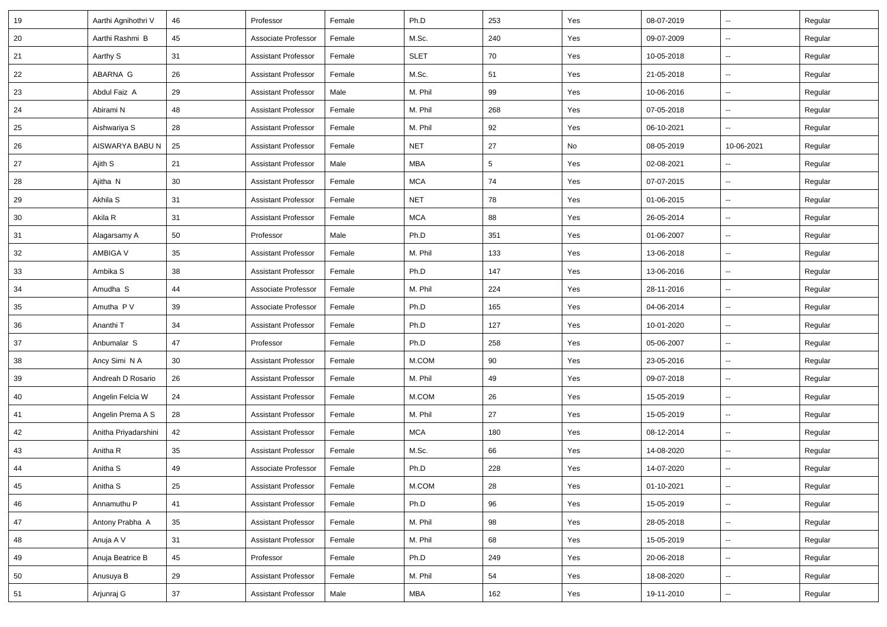| | | | | | | | | | | |
|---|---|---|---|---|---|---|---|---|---|---|
| 19 | Aarthi Agnihothri V | 46 | Professor | Female | Ph.D | 253 | Yes | 08-07-2019 | -- | Regular |
| 20 | Aarthi Rashmi B | 45 | Associate Professor | Female | M.Sc. | 240 | Yes | 09-07-2009 | -- | Regular |
| 21 | Aarthy S | 31 | Assistant Professor | Female | SLET | 70 | Yes | 10-05-2018 | -- | Regular |
| 22 | ABARNA G | 26 | Assistant Professor | Female | M.Sc. | 51 | Yes | 21-05-2018 | -- | Regular |
| 23 | Abdul Faiz A | 29 | Assistant Professor | Male | M. Phil | 99 | Yes | 10-06-2016 | -- | Regular |
| 24 | Abirami N | 48 | Assistant Professor | Female | M. Phil | 268 | Yes | 07-05-2018 | -- | Regular |
| 25 | Aishwariya S | 28 | Assistant Professor | Female | M. Phil | 92 | Yes | 06-10-2021 | -- | Regular |
| 26 | AISWARYA BABU N | 25 | Assistant Professor | Female | NET | 27 | No | 08-05-2019 | 10-06-2021 | Regular |
| 27 | Ajith S | 21 | Assistant Professor | Male | MBA | 5 | Yes | 02-08-2021 | -- | Regular |
| 28 | Ajitha N | 30 | Assistant Professor | Female | MCA | 74 | Yes | 07-07-2015 | -- | Regular |
| 29 | Akhila S | 31 | Assistant Professor | Female | NET | 78 | Yes | 01-06-2015 | -- | Regular |
| 30 | Akila R | 31 | Assistant Professor | Female | MCA | 88 | Yes | 26-05-2014 | -- | Regular |
| 31 | Alagarsamy A | 50 | Professor | Male | Ph.D | 351 | Yes | 01-06-2007 | -- | Regular |
| 32 | AMBIGA V | 35 | Assistant Professor | Female | M. Phil | 133 | Yes | 13-06-2018 | -- | Regular |
| 33 | Ambika S | 38 | Assistant Professor | Female | Ph.D | 147 | Yes | 13-06-2016 | -- | Regular |
| 34 | Amudha S | 44 | Associate Professor | Female | M. Phil | 224 | Yes | 28-11-2016 | -- | Regular |
| 35 | Amutha P V | 39 | Associate Professor | Female | Ph.D | 165 | Yes | 04-06-2014 | -- | Regular |
| 36 | Ananthi T | 34 | Assistant Professor | Female | Ph.D | 127 | Yes | 10-01-2020 | -- | Regular |
| 37 | Anbumalar S | 47 | Professor | Female | Ph.D | 258 | Yes | 05-06-2007 | -- | Regular |
| 38 | Ancy Simi N A | 30 | Assistant Professor | Female | M.COM | 90 | Yes | 23-05-2016 | -- | Regular |
| 39 | Andreah D Rosario | 26 | Assistant Professor | Female | M. Phil | 49 | Yes | 09-07-2018 | -- | Regular |
| 40 | Angelin Felcia W | 24 | Assistant Professor | Female | M.COM | 26 | Yes | 15-05-2019 | -- | Regular |
| 41 | Angelin Prema A S | 28 | Assistant Professor | Female | M. Phil | 27 | Yes | 15-05-2019 | -- | Regular |
| 42 | Anitha Priyadarshini | 42 | Assistant Professor | Female | MCA | 180 | Yes | 08-12-2014 | -- | Regular |
| 43 | Anitha R | 35 | Assistant Professor | Female | M.Sc. | 66 | Yes | 14-08-2020 | -- | Regular |
| 44 | Anitha S | 49 | Associate Professor | Female | Ph.D | 228 | Yes | 14-07-2020 | -- | Regular |
| 45 | Anitha S | 25 | Assistant Professor | Female | M.COM | 28 | Yes | 01-10-2021 | -- | Regular |
| 46 | Annamuthu P | 41 | Assistant Professor | Female | Ph.D | 96 | Yes | 15-05-2019 | -- | Regular |
| 47 | Antony Prabha A | 35 | Assistant Professor | Female | M. Phil | 98 | Yes | 28-05-2018 | -- | Regular |
| 48 | Anuja A V | 31 | Assistant Professor | Female | M. Phil | 68 | Yes | 15-05-2019 | -- | Regular |
| 49 | Anuja Beatrice B | 45 | Professor | Female | Ph.D | 249 | Yes | 20-06-2018 | -- | Regular |
| 50 | Anusuya B | 29 | Assistant Professor | Female | M. Phil | 54 | Yes | 18-08-2020 | -- | Regular |
| 51 | Arjunraj G | 37 | Assistant Professor | Male | MBA | 162 | Yes | 19-11-2010 | -- | Regular |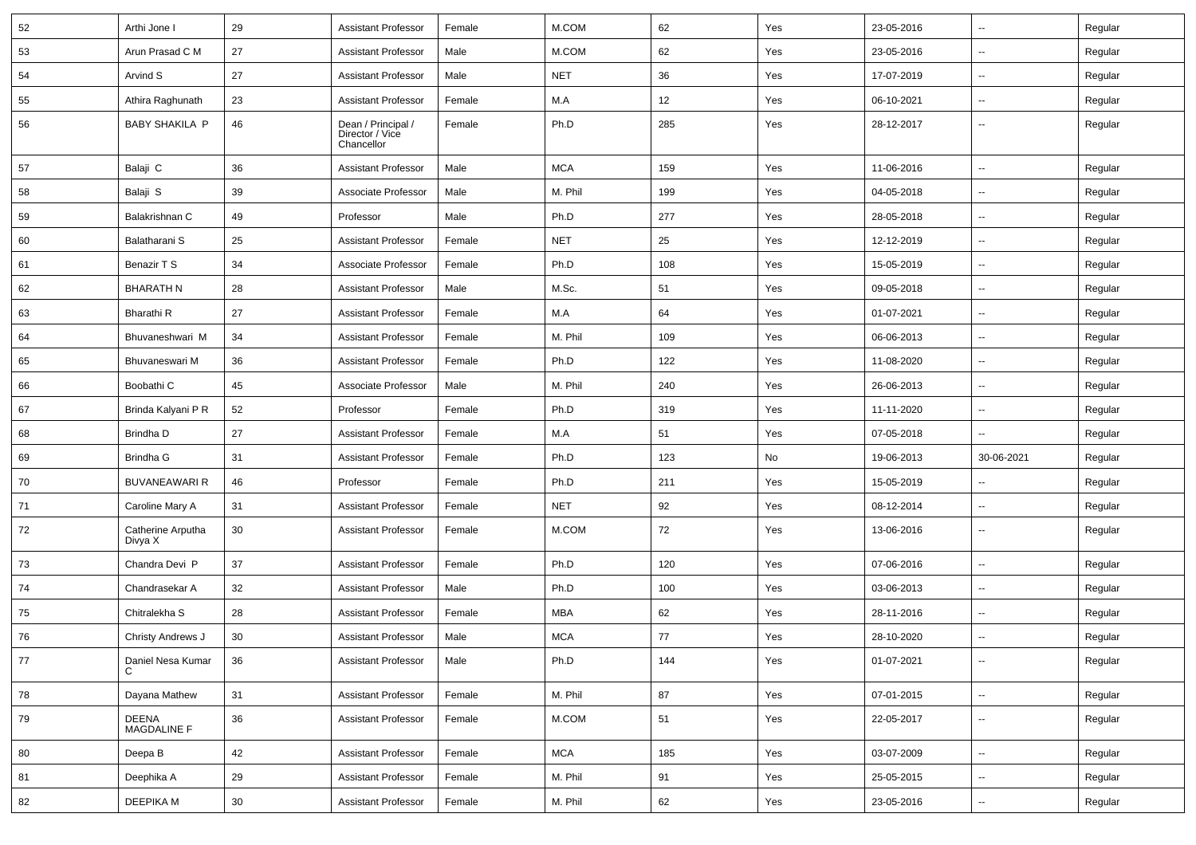| 52 | Arthi Jone I | 29 | Assistant Professor | Female | M.COM | 62 | Yes | 23-05-2016 | -- | Regular |
|---|---|---|---|---|---|---|---|---|---|---|
| 53 | Arun Prasad C M | 27 | Assistant Professor | Male | M.COM | 62 | Yes | 23-05-2016 | -- | Regular |
| 54 | Arvind S | 27 | Assistant Professor | Male | NET | 36 | Yes | 17-07-2019 | -- | Regular |
| 55 | Athira Raghunath | 23 | Assistant Professor | Female | M.A | 12 | Yes | 06-10-2021 | -- | Regular |
| 56 | BABY SHAKILA P | 46 | Dean / Principal / Director / Vice Chancellor | Female | Ph.D | 285 | Yes | 28-12-2017 | -- | Regular |
| 57 | Balaji C | 36 | Assistant Professor | Male | MCA | 159 | Yes | 11-06-2016 | -- | Regular |
| 58 | Balaji S | 39 | Associate Professor | Male | M. Phil | 199 | Yes | 04-05-2018 | -- | Regular |
| 59 | Balakrishnan C | 49 | Professor | Male | Ph.D | 277 | Yes | 28-05-2018 | -- | Regular |
| 60 | Balatharani S | 25 | Assistant Professor | Female | NET | 25 | Yes | 12-12-2019 | -- | Regular |
| 61 | Benazir T S | 34 | Associate Professor | Female | Ph.D | 108 | Yes | 15-05-2019 | -- | Regular |
| 62 | BHARATH N | 28 | Assistant Professor | Male | M.Sc. | 51 | Yes | 09-05-2018 | -- | Regular |
| 63 | Bharathi R | 27 | Assistant Professor | Female | M.A | 64 | Yes | 01-07-2021 | -- | Regular |
| 64 | Bhuvaneshwari M | 34 | Assistant Professor | Female | M. Phil | 109 | Yes | 06-06-2013 | -- | Regular |
| 65 | Bhuvaneswari M | 36 | Assistant Professor | Female | Ph.D | 122 | Yes | 11-08-2020 | -- | Regular |
| 66 | Boobathi C | 45 | Associate Professor | Male | M. Phil | 240 | Yes | 26-06-2013 | -- | Regular |
| 67 | Brinda Kalyani P R | 52 | Professor | Female | Ph.D | 319 | Yes | 11-11-2020 | -- | Regular |
| 68 | Brindha D | 27 | Assistant Professor | Female | M.A | 51 | Yes | 07-05-2018 | -- | Regular |
| 69 | Brindha G | 31 | Assistant Professor | Female | Ph.D | 123 | No | 19-06-2013 | 30-06-2021 | Regular |
| 70 | BUVANEAWARI R | 46 | Professor | Female | Ph.D | 211 | Yes | 15-05-2019 | -- | Regular |
| 71 | Caroline Mary A | 31 | Assistant Professor | Female | NET | 92 | Yes | 08-12-2014 | -- | Regular |
| 72 | Catherine Arputha Divya X | 30 | Assistant Professor | Female | M.COM | 72 | Yes | 13-06-2016 | -- | Regular |
| 73 | Chandra Devi P | 37 | Assistant Professor | Female | Ph.D | 120 | Yes | 07-06-2016 | -- | Regular |
| 74 | Chandrasekar A | 32 | Assistant Professor | Male | Ph.D | 100 | Yes | 03-06-2013 | -- | Regular |
| 75 | Chitralekha S | 28 | Assistant Professor | Female | MBA | 62 | Yes | 28-11-2016 | -- | Regular |
| 76 | Christy Andrews J | 30 | Assistant Professor | Male | MCA | 77 | Yes | 28-10-2020 | -- | Regular |
| 77 | Daniel Nesa Kumar C | 36 | Assistant Professor | Male | Ph.D | 144 | Yes | 01-07-2021 | -- | Regular |
| 78 | Dayana Mathew | 31 | Assistant Professor | Female | M. Phil | 87 | Yes | 07-01-2015 | -- | Regular |
| 79 | DEENA MAGDALINE F | 36 | Assistant Professor | Female | M.COM | 51 | Yes | 22-05-2017 | -- | Regular |
| 80 | Deepa B | 42 | Assistant Professor | Female | MCA | 185 | Yes | 03-07-2009 | -- | Regular |
| 81 | Deephika A | 29 | Assistant Professor | Female | M. Phil | 91 | Yes | 25-05-2015 | -- | Regular |
| 82 | DEEPIKA M | 30 | Assistant Professor | Female | M. Phil | 62 | Yes | 23-05-2016 | -- | Regular |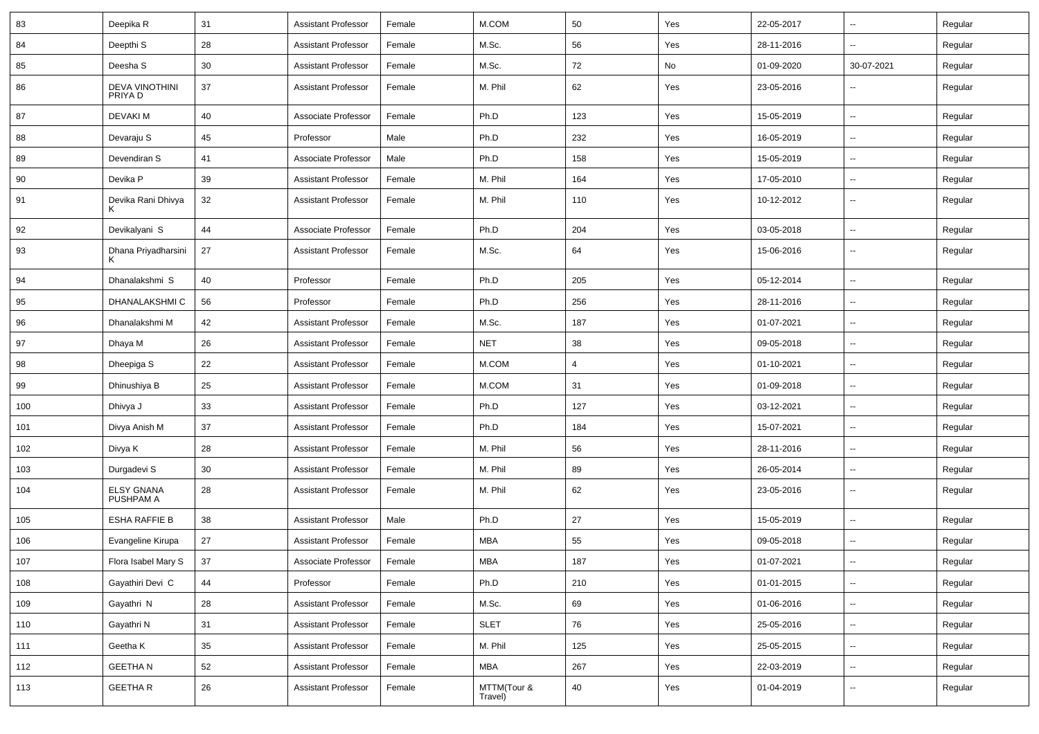| 83 | Deepika R | 31 | Assistant Professor | Female | M.COM | 50 | Yes | 22-05-2017 | -- | Regular |
|---|---|---|---|---|---|---|---|---|---|---|
| 84 | Deepthi S | 28 | Assistant Professor | Female | M.Sc. | 56 | Yes | 28-11-2016 | -- | Regular |
| 85 | Deesha S | 30 | Assistant Professor | Female | M.Sc. | 72 | No | 01-09-2020 | 30-07-2021 | Regular |
| 86 | DEVA VINOTHINI PRIYA D | 37 | Assistant Professor | Female | M. Phil | 62 | Yes | 23-05-2016 | -- | Regular |
| 87 | DEVAKI M | 40 | Associate Professor | Female | Ph.D | 123 | Yes | 15-05-2019 | -- | Regular |
| 88 | Devaraju S | 45 | Professor | Male | Ph.D | 232 | Yes | 16-05-2019 | -- | Regular |
| 89 | Devendiran S | 41 | Associate Professor | Male | Ph.D | 158 | Yes | 15-05-2019 | -- | Regular |
| 90 | Devika P | 39 | Assistant Professor | Female | M. Phil | 164 | Yes | 17-05-2010 | -- | Regular |
| 91 | Devika Rani Dhivya K | 32 | Assistant Professor | Female | M. Phil | 110 | Yes | 10-12-2012 | -- | Regular |
| 92 | Devikalyani S | 44 | Associate Professor | Female | Ph.D | 204 | Yes | 03-05-2018 | -- | Regular |
| 93 | Dhana Priyadharsini K | 27 | Assistant Professor | Female | M.Sc. | 64 | Yes | 15-06-2016 | -- | Regular |
| 94 | Dhanalakshmi S | 40 | Professor | Female | Ph.D | 205 | Yes | 05-12-2014 | -- | Regular |
| 95 | DHANALAKSHMI C | 56 | Professor | Female | Ph.D | 256 | Yes | 28-11-2016 | -- | Regular |
| 96 | Dhanalakshmi M | 42 | Assistant Professor | Female | M.Sc. | 187 | Yes | 01-07-2021 | -- | Regular |
| 97 | Dhaya M | 26 | Assistant Professor | Female | NET | 38 | Yes | 09-05-2018 | -- | Regular |
| 98 | Dheepiga S | 22 | Assistant Professor | Female | M.COM | 4 | Yes | 01-10-2021 | -- | Regular |
| 99 | Dhinushiya B | 25 | Assistant Professor | Female | M.COM | 31 | Yes | 01-09-2018 | -- | Regular |
| 100 | Dhivya J | 33 | Assistant Professor | Female | Ph.D | 127 | Yes | 03-12-2021 | -- | Regular |
| 101 | Divya Anish M | 37 | Assistant Professor | Female | Ph.D | 184 | Yes | 15-07-2021 | -- | Regular |
| 102 | Divya K | 28 | Assistant Professor | Female | M. Phil | 56 | Yes | 28-11-2016 | -- | Regular |
| 103 | Durgadevi S | 30 | Assistant Professor | Female | M. Phil | 89 | Yes | 26-05-2014 | -- | Regular |
| 104 | ELSY GNANA PUSHPAM A | 28 | Assistant Professor | Female | M. Phil | 62 | Yes | 23-05-2016 | -- | Regular |
| 105 | ESHA RAFFIE B | 38 | Assistant Professor | Male | Ph.D | 27 | Yes | 15-05-2019 | -- | Regular |
| 106 | Evangeline Kirupa | 27 | Assistant Professor | Female | MBA | 55 | Yes | 09-05-2018 | -- | Regular |
| 107 | Flora Isabel Mary S | 37 | Associate Professor | Female | MBA | 187 | Yes | 01-07-2021 | -- | Regular |
| 108 | Gayathiri Devi C | 44 | Professor | Female | Ph.D | 210 | Yes | 01-01-2015 | -- | Regular |
| 109 | Gayathri N | 28 | Assistant Professor | Female | M.Sc. | 69 | Yes | 01-06-2016 | -- | Regular |
| 110 | Gayathri N | 31 | Assistant Professor | Female | SLET | 76 | Yes | 25-05-2016 | -- | Regular |
| 111 | Geetha K | 35 | Assistant Professor | Female | M. Phil | 125 | Yes | 25-05-2015 | -- | Regular |
| 112 | GEETHA N | 52 | Assistant Professor | Female | MBA | 267 | Yes | 22-03-2019 | -- | Regular |
| 113 | GEETHA R | 26 | Assistant Professor | Female | MTTM(Tour & Travel) | 40 | Yes | 01-04-2019 | -- | Regular |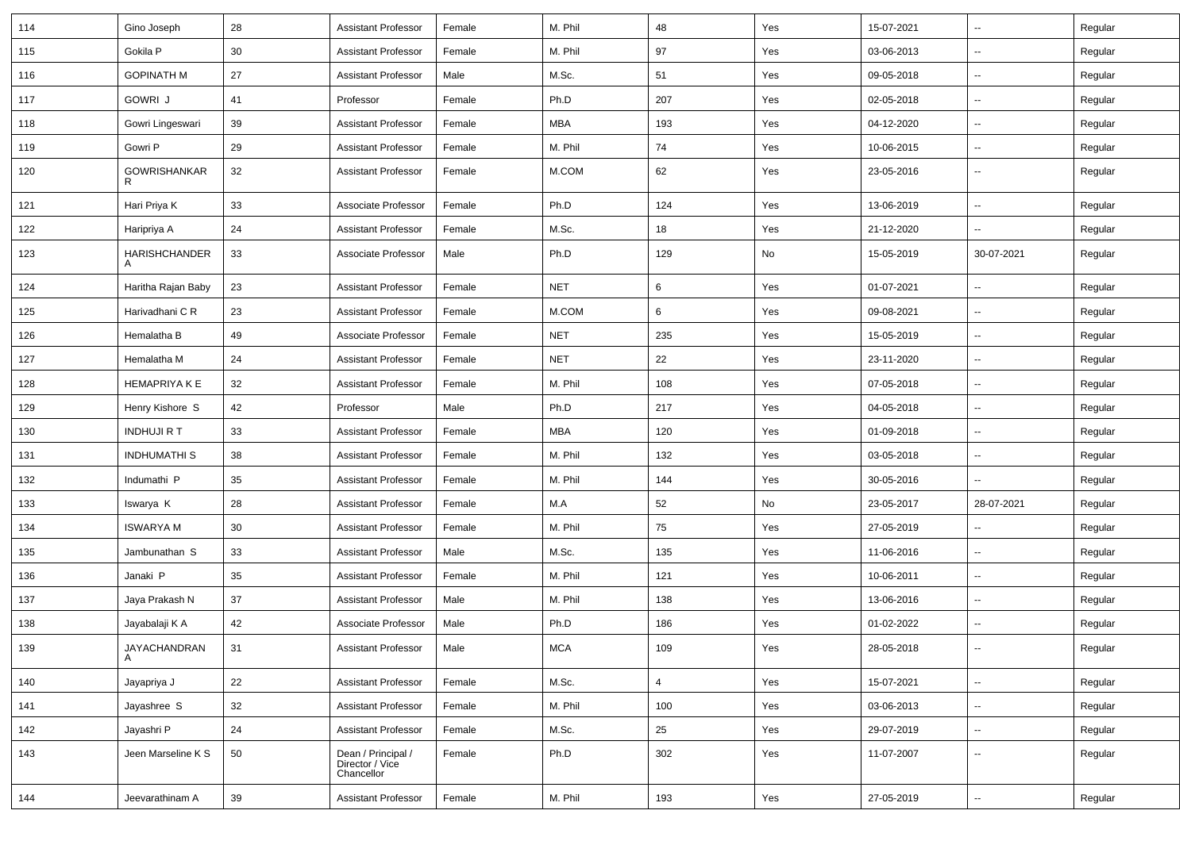| 114 | Gino Joseph | 28 | Assistant Professor | Female | M. Phil | 48 | Yes | 15-07-2021 | -- | Regular |
|---|---|---|---|---|---|---|---|---|---|---|
| 115 | Gokila P | 30 | Assistant Professor | Female | M. Phil | 97 | Yes | 03-06-2013 | -- | Regular |
| 116 | GOPINATH M | 27 | Assistant Professor | Male | M.Sc. | 51 | Yes | 09-05-2018 | -- | Regular |
| 117 | GOWRI J | 41 | Professor | Female | Ph.D | 207 | Yes | 02-05-2018 | -- | Regular |
| 118 | Gowri Lingeswari | 39 | Assistant Professor | Female | MBA | 193 | Yes | 04-12-2020 | -- | Regular |
| 119 | Gowri P | 29 | Assistant Professor | Female | M. Phil | 74 | Yes | 10-06-2015 | -- | Regular |
| 120 | GOWRISHANKAR R | 32 | Assistant Professor | Female | M.COM | 62 | Yes | 23-05-2016 | -- | Regular |
| 121 | Hari Priya K | 33 | Associate Professor | Female | Ph.D | 124 | Yes | 13-06-2019 | -- | Regular |
| 122 | Haripriya A | 24 | Assistant Professor | Female | M.Sc. | 18 | Yes | 21-12-2020 | -- | Regular |
| 123 | HARISHCHANDER A | 33 | Associate Professor | Male | Ph.D | 129 | No | 15-05-2019 | 30-07-2021 | Regular |
| 124 | Haritha Rajan Baby | 23 | Assistant Professor | Female | NET | 6 | Yes | 01-07-2021 | -- | Regular |
| 125 | Harivadhani C R | 23 | Assistant Professor | Female | M.COM | 6 | Yes | 09-08-2021 | -- | Regular |
| 126 | Hemalatha B | 49 | Associate Professor | Female | NET | 235 | Yes | 15-05-2019 | -- | Regular |
| 127 | Hemalatha M | 24 | Assistant Professor | Female | NET | 22 | Yes | 23-11-2020 | -- | Regular |
| 128 | HEMAPRIYA K E | 32 | Assistant Professor | Female | M. Phil | 108 | Yes | 07-05-2018 | -- | Regular |
| 129 | Henry Kishore S | 42 | Professor | Male | Ph.D | 217 | Yes | 04-05-2018 | -- | Regular |
| 130 | INDHUJI R T | 33 | Assistant Professor | Female | MBA | 120 | Yes | 01-09-2018 | -- | Regular |
| 131 | INDHUMATHI S | 38 | Assistant Professor | Female | M. Phil | 132 | Yes | 03-05-2018 | -- | Regular |
| 132 | Indumathi P | 35 | Assistant Professor | Female | M. Phil | 144 | Yes | 30-05-2016 | -- | Regular |
| 133 | Iswarya K | 28 | Assistant Professor | Female | M.A | 52 | No | 23-05-2017 | 28-07-2021 | Regular |
| 134 | ISWARYA M | 30 | Assistant Professor | Female | M. Phil | 75 | Yes | 27-05-2019 | -- | Regular |
| 135 | Jambunathan S | 33 | Assistant Professor | Male | M.Sc. | 135 | Yes | 11-06-2016 | -- | Regular |
| 136 | Janaki P | 35 | Assistant Professor | Female | M. Phil | 121 | Yes | 10-06-2011 | -- | Regular |
| 137 | Jaya Prakash N | 37 | Assistant Professor | Male | M. Phil | 138 | Yes | 13-06-2016 | -- | Regular |
| 138 | Jayabalaji K A | 42 | Associate Professor | Male | Ph.D | 186 | Yes | 01-02-2022 | -- | Regular |
| 139 | JAYACHANDRAN A | 31 | Assistant Professor | Male | MCA | 109 | Yes | 28-05-2018 | -- | Regular |
| 140 | Jayapriya J | 22 | Assistant Professor | Female | M.Sc. | 4 | Yes | 15-07-2021 | -- | Regular |
| 141 | Jayashree S | 32 | Assistant Professor | Female | M. Phil | 100 | Yes | 03-06-2013 | -- | Regular |
| 142 | Jayashri P | 24 | Assistant Professor | Female | M.Sc. | 25 | Yes | 29-07-2019 | -- | Regular |
| 143 | Jeen Marseline K S | 50 | Dean / Principal / Director / Vice Chancellor | Female | Ph.D | 302 | Yes | 11-07-2007 | -- | Regular |
| 144 | Jeevarathinam A | 39 | Assistant Professor | Female | M. Phil | 193 | Yes | 27-05-2019 | -- | Regular |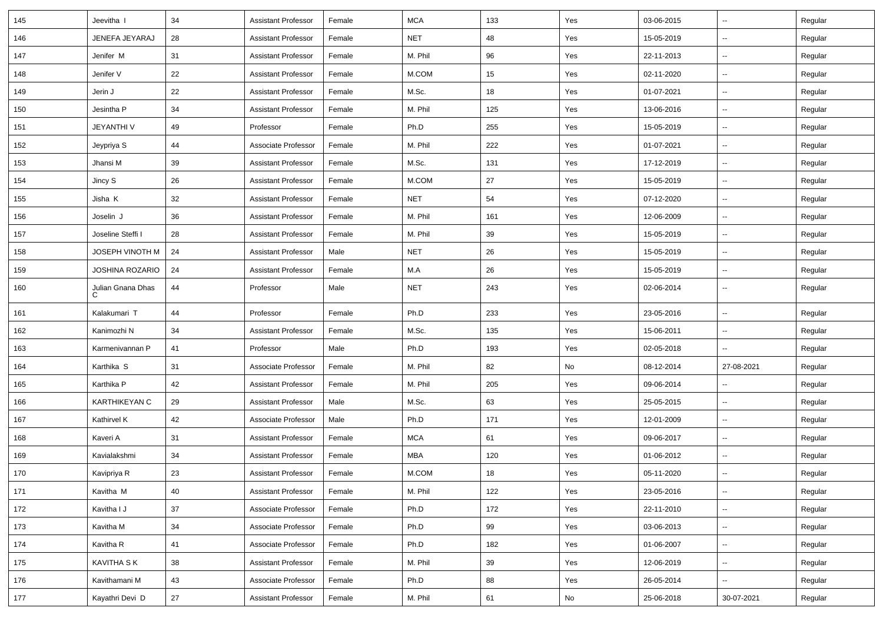| | | | | | | | | | | |
|---|---|---|---|---|---|---|---|---|---|---|
| 145 | Jeevitha I | 34 | Assistant Professor | Female | MCA | 133 | Yes | 03-06-2015 | -- | Regular |
| 146 | JENEFA JEYARAJ | 28 | Assistant Professor | Female | NET | 48 | Yes | 15-05-2019 | -- | Regular |
| 147 | Jenifer M | 31 | Assistant Professor | Female | M. Phil | 96 | Yes | 22-11-2013 | -- | Regular |
| 148 | Jenifer V | 22 | Assistant Professor | Female | M.COM | 15 | Yes | 02-11-2020 | -- | Regular |
| 149 | Jerin J | 22 | Assistant Professor | Female | M.Sc. | 18 | Yes | 01-07-2021 | -- | Regular |
| 150 | Jesintha P | 34 | Assistant Professor | Female | M. Phil | 125 | Yes | 13-06-2016 | -- | Regular |
| 151 | JEYANTHI V | 49 | Professor | Female | Ph.D | 255 | Yes | 15-05-2019 | -- | Regular |
| 152 | Jeypriya S | 44 | Associate Professor | Female | M. Phil | 222 | Yes | 01-07-2021 | -- | Regular |
| 153 | Jhansi M | 39 | Assistant Professor | Female | M.Sc. | 131 | Yes | 17-12-2019 | -- | Regular |
| 154 | Jincy S | 26 | Assistant Professor | Female | M.COM | 27 | Yes | 15-05-2019 | -- | Regular |
| 155 | Jisha K | 32 | Assistant Professor | Female | NET | 54 | Yes | 07-12-2020 | -- | Regular |
| 156 | Joselin J | 36 | Assistant Professor | Female | M. Phil | 161 | Yes | 12-06-2009 | -- | Regular |
| 157 | Joseline Steffi I | 28 | Assistant Professor | Female | M. Phil | 39 | Yes | 15-05-2019 | -- | Regular |
| 158 | JOSEPH VINOTH M | 24 | Assistant Professor | Male | NET | 26 | Yes | 15-05-2019 | -- | Regular |
| 159 | JOSHINA ROZARIO | 24 | Assistant Professor | Female | M.A | 26 | Yes | 15-05-2019 | -- | Regular |
| 160 | Julian Gnana Dhas C | 44 | Professor | Male | NET | 243 | Yes | 02-06-2014 | -- | Regular |
| 161 | Kalakumari T | 44 | Professor | Female | Ph.D | 233 | Yes | 23-05-2016 | -- | Regular |
| 162 | Kanimozhi N | 34 | Assistant Professor | Female | M.Sc. | 135 | Yes | 15-06-2011 | -- | Regular |
| 163 | Karmenivannan P | 41 | Professor | Male | Ph.D | 193 | Yes | 02-05-2018 | -- | Regular |
| 164 | Karthika S | 31 | Associate Professor | Female | M. Phil | 82 | No | 08-12-2014 | 27-08-2021 | Regular |
| 165 | Karthika P | 42 | Assistant Professor | Female | M. Phil | 205 | Yes | 09-06-2014 | -- | Regular |
| 166 | KARTHIKEYAN C | 29 | Assistant Professor | Male | M.Sc. | 63 | Yes | 25-05-2015 | -- | Regular |
| 167 | Kathirvel K | 42 | Associate Professor | Male | Ph.D | 171 | Yes | 12-01-2009 | -- | Regular |
| 168 | Kaveri A | 31 | Assistant Professor | Female | MCA | 61 | Yes | 09-06-2017 | -- | Regular |
| 169 | Kavialakshmi | 34 | Assistant Professor | Female | MBA | 120 | Yes | 01-06-2012 | -- | Regular |
| 170 | Kavipriya R | 23 | Assistant Professor | Female | M.COM | 18 | Yes | 05-11-2020 | -- | Regular |
| 171 | Kavitha M | 40 | Assistant Professor | Female | M. Phil | 122 | Yes | 23-05-2016 | -- | Regular |
| 172 | Kavitha I J | 37 | Associate Professor | Female | Ph.D | 172 | Yes | 22-11-2010 | -- | Regular |
| 173 | Kavitha M | 34 | Associate Professor | Female | Ph.D | 99 | Yes | 03-06-2013 | -- | Regular |
| 174 | Kavitha R | 41 | Associate Professor | Female | Ph.D | 182 | Yes | 01-06-2007 | -- | Regular |
| 175 | KAVITHA S K | 38 | Assistant Professor | Female | M. Phil | 39 | Yes | 12-06-2019 | -- | Regular |
| 176 | Kavithamani M | 43 | Associate Professor | Female | Ph.D | 88 | Yes | 26-05-2014 | -- | Regular |
| 177 | Kayathri Devi D | 27 | Assistant Professor | Female | M. Phil | 61 | No | 25-06-2018 | 30-07-2021 | Regular |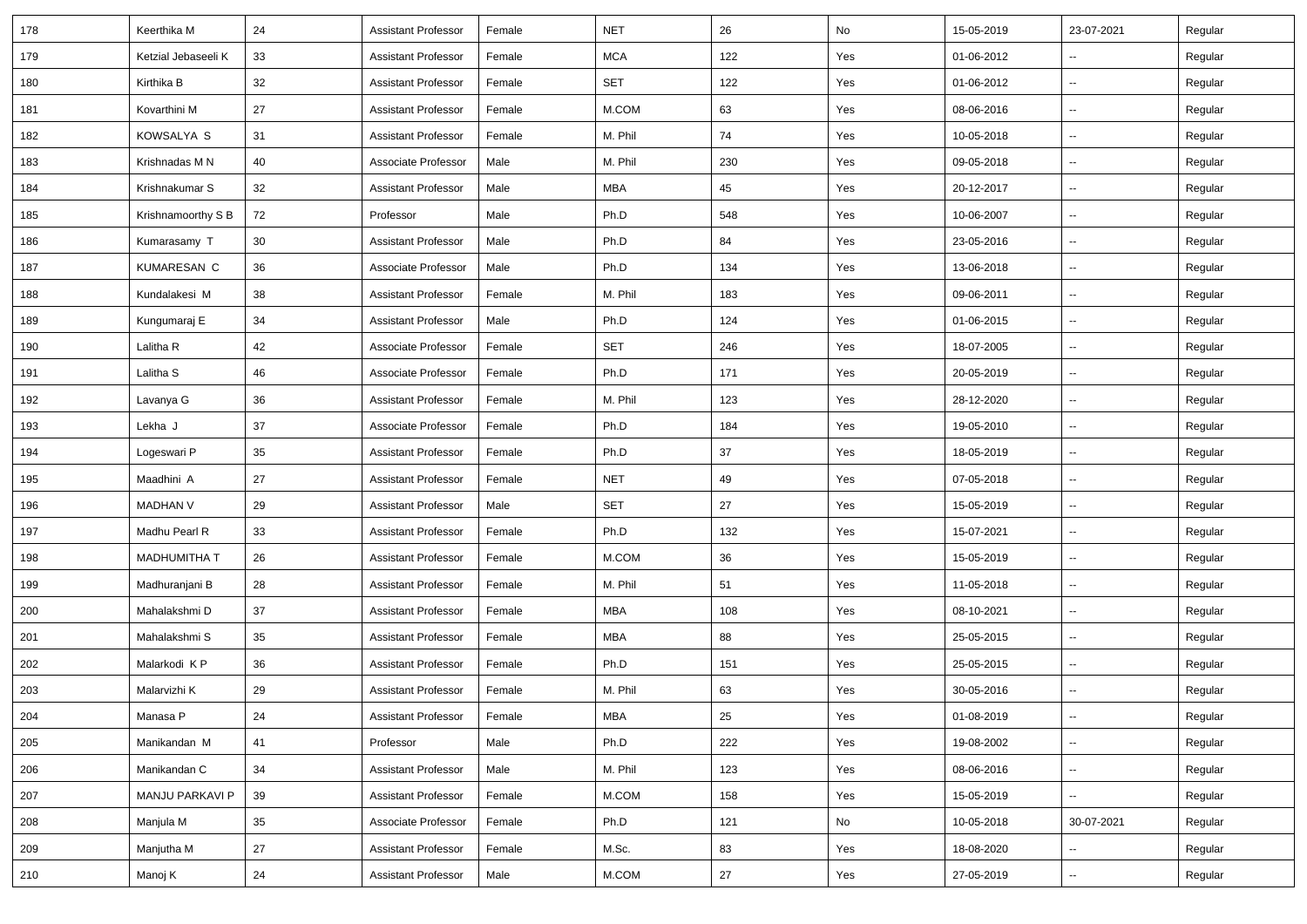| | | | | | | | | | | |
|---|---|---|---|---|---|---|---|---|---|---|
| 178 | Keerthika M | 24 | Assistant Professor | Female | NET | 26 | No | 15-05-2019 | 23-07-2021 | Regular |
| 179 | Ketzial Jebaseeli K | 33 | Assistant Professor | Female | MCA | 122 | Yes | 01-06-2012 | -- | Regular |
| 180 | Kirthika B | 32 | Assistant Professor | Female | SET | 122 | Yes | 01-06-2012 | -- | Regular |
| 181 | Kovarthini M | 27 | Assistant Professor | Female | M.COM | 63 | Yes | 08-06-2016 | -- | Regular |
| 182 | KOWSALYA S | 31 | Assistant Professor | Female | M. Phil | 74 | Yes | 10-05-2018 | -- | Regular |
| 183 | Krishnadas M N | 40 | Associate Professor | Male | M. Phil | 230 | Yes | 09-05-2018 | -- | Regular |
| 184 | Krishnakumar S | 32 | Assistant Professor | Male | MBA | 45 | Yes | 20-12-2017 | -- | Regular |
| 185 | Krishnamoorthy S B | 72 | Professor | Male | Ph.D | 548 | Yes | 10-06-2007 | -- | Regular |
| 186 | Kumarasamy T | 30 | Assistant Professor | Male | Ph.D | 84 | Yes | 23-05-2016 | -- | Regular |
| 187 | KUMARESAN C | 36 | Associate Professor | Male | Ph.D | 134 | Yes | 13-06-2018 | -- | Regular |
| 188 | Kundalakesi M | 38 | Assistant Professor | Female | M. Phil | 183 | Yes | 09-06-2011 | -- | Regular |
| 189 | Kungumaraj E | 34 | Assistant Professor | Male | Ph.D | 124 | Yes | 01-06-2015 | -- | Regular |
| 190 | Lalitha R | 42 | Associate Professor | Female | SET | 246 | Yes | 18-07-2005 | -- | Regular |
| 191 | Lalitha S | 46 | Associate Professor | Female | Ph.D | 171 | Yes | 20-05-2019 | -- | Regular |
| 192 | Lavanya G | 36 | Assistant Professor | Female | M. Phil | 123 | Yes | 28-12-2020 | -- | Regular |
| 193 | Lekha J | 37 | Associate Professor | Female | Ph.D | 184 | Yes | 19-05-2010 | -- | Regular |
| 194 | Logeswari P | 35 | Assistant Professor | Female | Ph.D | 37 | Yes | 18-05-2019 | -- | Regular |
| 195 | Maadhini A | 27 | Assistant Professor | Female | NET | 49 | Yes | 07-05-2018 | -- | Regular |
| 196 | MADHAN V | 29 | Assistant Professor | Male | SET | 27 | Yes | 15-05-2019 | -- | Regular |
| 197 | Madhu Pearl R | 33 | Assistant Professor | Female | Ph.D | 132 | Yes | 15-07-2021 | -- | Regular |
| 198 | MADHUMITHA T | 26 | Assistant Professor | Female | M.COM | 36 | Yes | 15-05-2019 | -- | Regular |
| 199 | Madhuranjani B | 28 | Assistant Professor | Female | M. Phil | 51 | Yes | 11-05-2018 | -- | Regular |
| 200 | Mahalakshmi D | 37 | Assistant Professor | Female | MBA | 108 | Yes | 08-10-2021 | -- | Regular |
| 201 | Mahalakshmi S | 35 | Assistant Professor | Female | MBA | 88 | Yes | 25-05-2015 | -- | Regular |
| 202 | Malarkodi K P | 36 | Assistant Professor | Female | Ph.D | 151 | Yes | 25-05-2015 | -- | Regular |
| 203 | Malarvizhi K | 29 | Assistant Professor | Female | M. Phil | 63 | Yes | 30-05-2016 | -- | Regular |
| 204 | Manasa P | 24 | Assistant Professor | Female | MBA | 25 | Yes | 01-08-2019 | -- | Regular |
| 205 | Manikandan M | 41 | Professor | Male | Ph.D | 222 | Yes | 19-08-2002 | -- | Regular |
| 206 | Manikandan C | 34 | Assistant Professor | Male | M. Phil | 123 | Yes | 08-06-2016 | -- | Regular |
| 207 | MANJU PARKAVI P | 39 | Assistant Professor | Female | M.COM | 158 | Yes | 15-05-2019 | -- | Regular |
| 208 | Manjula M | 35 | Associate Professor | Female | Ph.D | 121 | No | 10-05-2018 | 30-07-2021 | Regular |
| 209 | Manjutha M | 27 | Assistant Professor | Female | M.Sc. | 83 | Yes | 18-08-2020 | -- | Regular |
| 210 | Manoj K | 24 | Assistant Professor | Male | M.COM | 27 | Yes | 27-05-2019 | -- | Regular |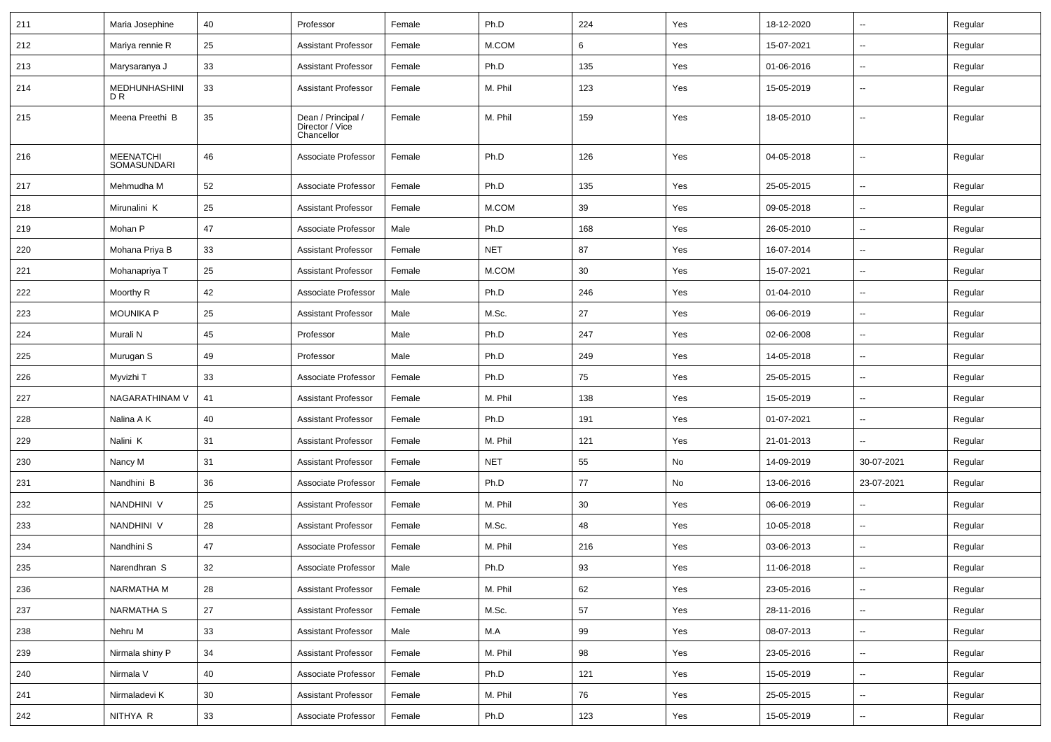| 211 | Maria Josephine | 40 | Professor | Female | Ph.D | 224 | Yes | 18-12-2020 | -- | Regular |
|---|---|---|---|---|---|---|---|---|---|---|
| 212 | Mariya rennie R | 25 | Assistant Professor | Female | M.COM | 6 | Yes | 15-07-2021 | -- | Regular |
| 213 | Marysaranya J | 33 | Assistant Professor | Female | Ph.D | 135 | Yes | 01-06-2016 | -- | Regular |
| 214 | MEDHUNHASHINI D R | 33 | Assistant Professor | Female | M. Phil | 123 | Yes | 15-05-2019 | -- | Regular |
| 215 | Meena Preethi B | 35 | Dean / Principal / Director / Vice Chancellor | Female | M. Phil | 159 | Yes | 18-05-2010 | -- | Regular |
| 216 | MEENATCHI SOMASUNDARI | 46 | Associate Professor | Female | Ph.D | 126 | Yes | 04-05-2018 | -- | Regular |
| 217 | Mehmudha M | 52 | Associate Professor | Female | Ph.D | 135 | Yes | 25-05-2015 | -- | Regular |
| 218 | Mirunalini K | 25 | Assistant Professor | Female | M.COM | 39 | Yes | 09-05-2018 | -- | Regular |
| 219 | Mohan P | 47 | Associate Professor | Male | Ph.D | 168 | Yes | 26-05-2010 | -- | Regular |
| 220 | Mohana Priya B | 33 | Assistant Professor | Female | NET | 87 | Yes | 16-07-2014 | -- | Regular |
| 221 | Mohanapriya T | 25 | Assistant Professor | Female | M.COM | 30 | Yes | 15-07-2021 | -- | Regular |
| 222 | Moorthy R | 42 | Associate Professor | Male | Ph.D | 246 | Yes | 01-04-2010 | -- | Regular |
| 223 | MOUNIKA P | 25 | Assistant Professor | Male | M.Sc. | 27 | Yes | 06-06-2019 | -- | Regular |
| 224 | Murali N | 45 | Professor | Male | Ph.D | 247 | Yes | 02-06-2008 | -- | Regular |
| 225 | Murugan S | 49 | Professor | Male | Ph.D | 249 | Yes | 14-05-2018 | -- | Regular |
| 226 | Myvizhi T | 33 | Associate Professor | Female | Ph.D | 75 | Yes | 25-05-2015 | -- | Regular |
| 227 | NAGARATHINAM V | 41 | Assistant Professor | Female | M. Phil | 138 | Yes | 15-05-2019 | -- | Regular |
| 228 | Nalina A K | 40 | Assistant Professor | Female | Ph.D | 191 | Yes | 01-07-2021 | -- | Regular |
| 229 | Nalini K | 31 | Assistant Professor | Female | M. Phil | 121 | Yes | 21-01-2013 | -- | Regular |
| 230 | Nancy M | 31 | Assistant Professor | Female | NET | 55 | No | 14-09-2019 | 30-07-2021 | Regular |
| 231 | Nandhini B | 36 | Associate Professor | Female | Ph.D | 77 | No | 13-06-2016 | 23-07-2021 | Regular |
| 232 | NANDHINI V | 25 | Assistant Professor | Female | M. Phil | 30 | Yes | 06-06-2019 | -- | Regular |
| 233 | NANDHINI V | 28 | Assistant Professor | Female | M.Sc. | 48 | Yes | 10-05-2018 | -- | Regular |
| 234 | Nandhini S | 47 | Associate Professor | Female | M. Phil | 216 | Yes | 03-06-2013 | -- | Regular |
| 235 | Narendhran S | 32 | Associate Professor | Male | Ph.D | 93 | Yes | 11-06-2018 | -- | Regular |
| 236 | NARMATHA M | 28 | Assistant Professor | Female | M. Phil | 62 | Yes | 23-05-2016 | -- | Regular |
| 237 | NARMATHA S | 27 | Assistant Professor | Female | M.Sc. | 57 | Yes | 28-11-2016 | -- | Regular |
| 238 | Nehru M | 33 | Assistant Professor | Male | M.A | 99 | Yes | 08-07-2013 | -- | Regular |
| 239 | Nirmala shiny P | 34 | Assistant Professor | Female | M. Phil | 98 | Yes | 23-05-2016 | -- | Regular |
| 240 | Nirmala V | 40 | Associate Professor | Female | Ph.D | 121 | Yes | 15-05-2019 | -- | Regular |
| 241 | Nirmaladevi K | 30 | Assistant Professor | Female | M. Phil | 76 | Yes | 25-05-2015 | -- | Regular |
| 242 | NITHYA R | 33 | Associate Professor | Female | Ph.D | 123 | Yes | 15-05-2019 | -- | Regular |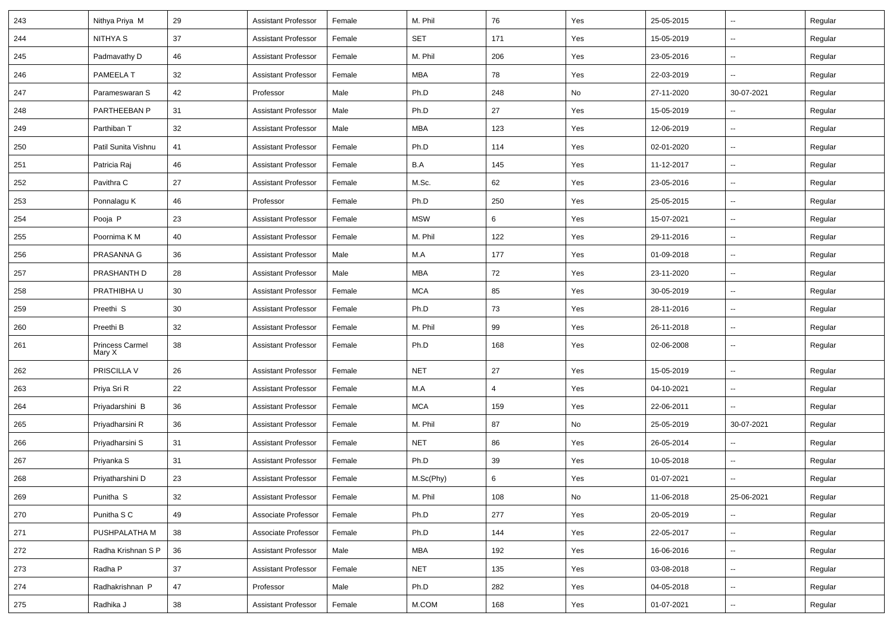| 243 | Nithya Priya M | 29 | Assistant Professor | Female | M. Phil | 76 | Yes | 25-05-2015 | -- | Regular |
|---|---|---|---|---|---|---|---|---|---|---|
| 244 | NITHYA S | 37 | Assistant Professor | Female | SET | 171 | Yes | 15-05-2019 | -- | Regular |
| 245 | Padmavathy D | 46 | Assistant Professor | Female | M. Phil | 206 | Yes | 23-05-2016 | -- | Regular |
| 246 | PAMEELA T | 32 | Assistant Professor | Female | MBA | 78 | Yes | 22-03-2019 | -- | Regular |
| 247 | Parameswaran S | 42 | Professor | Male | Ph.D | 248 | No | 27-11-2020 | 30-07-2021 | Regular |
| 248 | PARTHEEBAN P | 31 | Assistant Professor | Male | Ph.D | 27 | Yes | 15-05-2019 | -- | Regular |
| 249 | Parthiban T | 32 | Assistant Professor | Male | MBA | 123 | Yes | 12-06-2019 | -- | Regular |
| 250 | Patil Sunita Vishnu | 41 | Assistant Professor | Female | Ph.D | 114 | Yes | 02-01-2020 | -- | Regular |
| 251 | Patricia Raj | 46 | Assistant Professor | Female | B.A | 145 | Yes | 11-12-2017 | -- | Regular |
| 252 | Pavithra C | 27 | Assistant Professor | Female | M.Sc. | 62 | Yes | 23-05-2016 | -- | Regular |
| 253 | Ponnalagu K | 46 | Professor | Female | Ph.D | 250 | Yes | 25-05-2015 | -- | Regular |
| 254 | Pooja P | 23 | Assistant Professor | Female | MSW | 6 | Yes | 15-07-2021 | -- | Regular |
| 255 | Poornima K M | 40 | Assistant Professor | Female | M. Phil | 122 | Yes | 29-11-2016 | -- | Regular |
| 256 | PRASANNA G | 36 | Assistant Professor | Male | M.A | 177 | Yes | 01-09-2018 | -- | Regular |
| 257 | PRASHANTH D | 28 | Assistant Professor | Male | MBA | 72 | Yes | 23-11-2020 | -- | Regular |
| 258 | PRATHIBHA U | 30 | Assistant Professor | Female | MCA | 85 | Yes | 30-05-2019 | -- | Regular |
| 259 | Preethi S | 30 | Assistant Professor | Female | Ph.D | 73 | Yes | 28-11-2016 | -- | Regular |
| 260 | Preethi B | 32 | Assistant Professor | Female | M. Phil | 99 | Yes | 26-11-2018 | -- | Regular |
| 261 | Princess Carmel Mary X | 38 | Assistant Professor | Female | Ph.D | 168 | Yes | 02-06-2008 | -- | Regular |
| 262 | PRISCILLA V | 26 | Assistant Professor | Female | NET | 27 | Yes | 15-05-2019 | -- | Regular |
| 263 | Priya Sri R | 22 | Assistant Professor | Female | M.A | 4 | Yes | 04-10-2021 | -- | Regular |
| 264 | Priyadarshini B | 36 | Assistant Professor | Female | MCA | 159 | Yes | 22-06-2011 | -- | Regular |
| 265 | Priyadharsini R | 36 | Assistant Professor | Female | M. Phil | 87 | No | 25-05-2019 | 30-07-2021 | Regular |
| 266 | Priyadharsini S | 31 | Assistant Professor | Female | NET | 86 | Yes | 26-05-2014 | -- | Regular |
| 267 | Priyanka S | 31 | Assistant Professor | Female | Ph.D | 39 | Yes | 10-05-2018 | -- | Regular |
| 268 | Priyatharshini D | 23 | Assistant Professor | Female | M.Sc(Phy) | 6 | Yes | 01-07-2021 | -- | Regular |
| 269 | Punitha S | 32 | Assistant Professor | Female | M. Phil | 108 | No | 11-06-2018 | 25-06-2021 | Regular |
| 270 | Punitha S C | 49 | Associate Professor | Female | Ph.D | 277 | Yes | 20-05-2019 | -- | Regular |
| 271 | PUSHPALATHA M | 38 | Associate Professor | Female | Ph.D | 144 | Yes | 22-05-2017 | -- | Regular |
| 272 | Radha Krishnan S P | 36 | Assistant Professor | Male | MBA | 192 | Yes | 16-06-2016 | -- | Regular |
| 273 | Radha P | 37 | Assistant Professor | Female | NET | 135 | Yes | 03-08-2018 | -- | Regular |
| 274 | Radhakrishnan P | 47 | Professor | Male | Ph.D | 282 | Yes | 04-05-2018 | -- | Regular |
| 275 | Radhika J | 38 | Assistant Professor | Female | M.COM | 168 | Yes | 01-07-2021 | -- | Regular |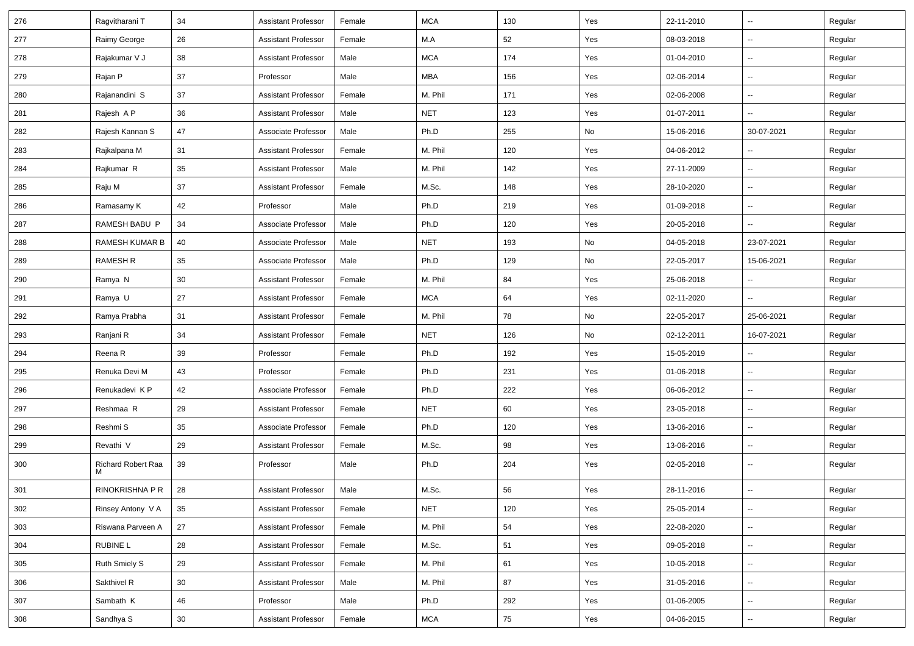| 276 | Ragvitharani T | 34 | Assistant Professor | Female | MCA | 130 | Yes | 22-11-2010 | -- | Regular |
|---|---|---|---|---|---|---|---|---|---|---|
| 277 | Raimy George | 26 | Assistant Professor | Female | M.A | 52 | Yes | 08-03-2018 | -- | Regular |
| 278 | Rajakumar V J | 38 | Assistant Professor | Male | MCA | 174 | Yes | 01-04-2010 | -- | Regular |
| 279 | Rajan P | 37 | Professor | Male | MBA | 156 | Yes | 02-06-2014 | -- | Regular |
| 280 | Rajanandini S | 37 | Assistant Professor | Female | M. Phil | 171 | Yes | 02-06-2008 | -- | Regular |
| 281 | Rajesh A P | 36 | Assistant Professor | Male | NET | 123 | Yes | 01-07-2011 | -- | Regular |
| 282 | Rajesh Kannan S | 47 | Associate Professor | Male | Ph.D | 255 | No | 15-06-2016 | 30-07-2021 | Regular |
| 283 | Rajkalpana M | 31 | Assistant Professor | Female | M. Phil | 120 | Yes | 04-06-2012 | -- | Regular |
| 284 | Rajkumar R | 35 | Assistant Professor | Male | M. Phil | 142 | Yes | 27-11-2009 | -- | Regular |
| 285 | Raju M | 37 | Assistant Professor | Female | M.Sc. | 148 | Yes | 28-10-2020 | -- | Regular |
| 286 | Ramasamy K | 42 | Professor | Male | Ph.D | 219 | Yes | 01-09-2018 | -- | Regular |
| 287 | RAMESH BABU P | 34 | Associate Professor | Male | Ph.D | 120 | Yes | 20-05-2018 | -- | Regular |
| 288 | RAMESH KUMAR B | 40 | Associate Professor | Male | NET | 193 | No | 04-05-2018 | 23-07-2021 | Regular |
| 289 | RAMESH R | 35 | Associate Professor | Male | Ph.D | 129 | No | 22-05-2017 | 15-06-2021 | Regular |
| 290 | Ramya N | 30 | Assistant Professor | Female | M. Phil | 84 | Yes | 25-06-2018 | -- | Regular |
| 291 | Ramya U | 27 | Assistant Professor | Female | MCA | 64 | Yes | 02-11-2020 | -- | Regular |
| 292 | Ramya Prabha | 31 | Assistant Professor | Female | M. Phil | 78 | No | 22-05-2017 | 25-06-2021 | Regular |
| 293 | Ranjani R | 34 | Assistant Professor | Female | NET | 126 | No | 02-12-2011 | 16-07-2021 | Regular |
| 294 | Reena R | 39 | Professor | Female | Ph.D | 192 | Yes | 15-05-2019 | -- | Regular |
| 295 | Renuka Devi M | 43 | Professor | Female | Ph.D | 231 | Yes | 01-06-2018 | -- | Regular |
| 296 | Renukadevi K P | 42 | Associate Professor | Female | Ph.D | 222 | Yes | 06-06-2012 | -- | Regular |
| 297 | Reshmaa R | 29 | Assistant Professor | Female | NET | 60 | Yes | 23-05-2018 | -- | Regular |
| 298 | Reshmi S | 35 | Associate Professor | Female | Ph.D | 120 | Yes | 13-06-2016 | -- | Regular |
| 299 | Revathi V | 29 | Assistant Professor | Female | M.Sc. | 98 | Yes | 13-06-2016 | -- | Regular |
| 300 | Richard Robert Raa M | 39 | Professor | Male | Ph.D | 204 | Yes | 02-05-2018 | -- | Regular |
| 301 | RINOKRISHNA P R | 28 | Assistant Professor | Male | M.Sc. | 56 | Yes | 28-11-2016 | -- | Regular |
| 302 | Rinsey Antony V A | 35 | Assistant Professor | Female | NET | 120 | Yes | 25-05-2014 | -- | Regular |
| 303 | Riswana Parveen A | 27 | Assistant Professor | Female | M. Phil | 54 | Yes | 22-08-2020 | -- | Regular |
| 304 | RUBINE L | 28 | Assistant Professor | Female | M.Sc. | 51 | Yes | 09-05-2018 | -- | Regular |
| 305 | Ruth Smiely S | 29 | Assistant Professor | Female | M. Phil | 61 | Yes | 10-05-2018 | -- | Regular |
| 306 | Sakthivel R | 30 | Assistant Professor | Male | M. Phil | 87 | Yes | 31-05-2016 | -- | Regular |
| 307 | Sambath K | 46 | Professor | Male | Ph.D | 292 | Yes | 01-06-2005 | -- | Regular |
| 308 | Sandhya S | 30 | Assistant Professor | Female | MCA | 75 | Yes | 04-06-2015 | -- | Regular |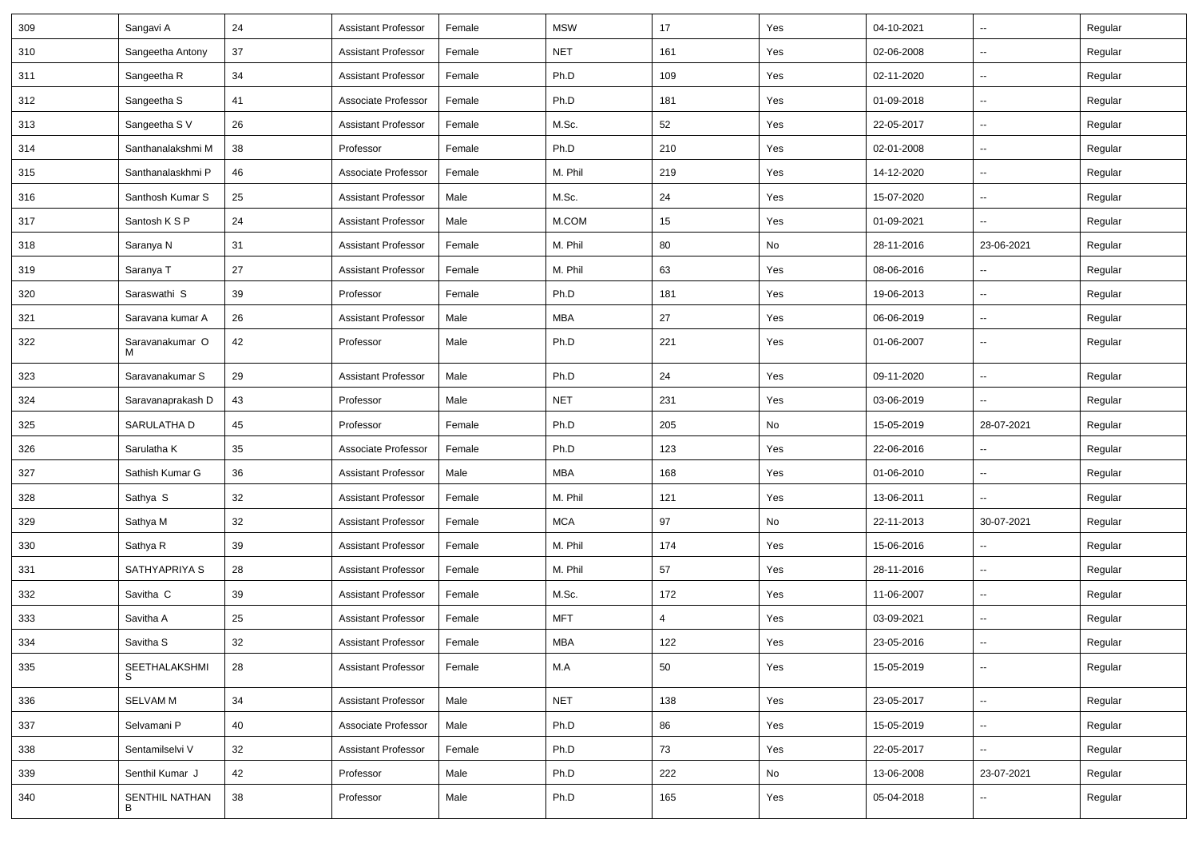| 309 | Sangavi A | 24 | Assistant Professor | Female | MSW | 17 | Yes | 04-10-2021 | -- | Regular |
|---|---|---|---|---|---|---|---|---|---|---|
| 310 | Sangeetha Antony | 37 | Assistant Professor | Female | NET | 161 | Yes | 02-06-2008 | -- | Regular |
| 311 | Sangeetha R | 34 | Assistant Professor | Female | Ph.D | 109 | Yes | 02-11-2020 | -- | Regular |
| 312 | Sangeetha S | 41 | Associate Professor | Female | Ph.D | 181 | Yes | 01-09-2018 | -- | Regular |
| 313 | Sangeetha S V | 26 | Assistant Professor | Female | M.Sc. | 52 | Yes | 22-05-2017 | -- | Regular |
| 314 | Santhanalakshmi M | 38 | Professor | Female | Ph.D | 210 | Yes | 02-01-2008 | -- | Regular |
| 315 | Santhanalaskhmi P | 46 | Associate Professor | Female | M. Phil | 219 | Yes | 14-12-2020 | -- | Regular |
| 316 | Santhosh Kumar S | 25 | Assistant Professor | Male | M.Sc. | 24 | Yes | 15-07-2020 | -- | Regular |
| 317 | Santosh K S P | 24 | Assistant Professor | Male | M.COM | 15 | Yes | 01-09-2021 | -- | Regular |
| 318 | Saranya N | 31 | Assistant Professor | Female | M. Phil | 80 | No | 28-11-2016 | 23-06-2021 | Regular |
| 319 | Saranya T | 27 | Assistant Professor | Female | M. Phil | 63 | Yes | 08-06-2016 | -- | Regular |
| 320 | Saraswathi S | 39 | Professor | Female | Ph.D | 181 | Yes | 19-06-2013 | -- | Regular |
| 321 | Saravana kumar A | 26 | Assistant Professor | Male | MBA | 27 | Yes | 06-06-2019 | -- | Regular |
| 322 | Saravanakumar O M | 42 | Professor | Male | Ph.D | 221 | Yes | 01-06-2007 | -- | Regular |
| 323 | Saravanakumar S | 29 | Assistant Professor | Male | Ph.D | 24 | Yes | 09-11-2020 | -- | Regular |
| 324 | Saravanaprakash D | 43 | Professor | Male | NET | 231 | Yes | 03-06-2019 | -- | Regular |
| 325 | SARULATHA D | 45 | Professor | Female | Ph.D | 205 | No | 15-05-2019 | 28-07-2021 | Regular |
| 326 | Sarulatha K | 35 | Associate Professor | Female | Ph.D | 123 | Yes | 22-06-2016 | -- | Regular |
| 327 | Sathish Kumar G | 36 | Assistant Professor | Male | MBA | 168 | Yes | 01-06-2010 | -- | Regular |
| 328 | Sathya S | 32 | Assistant Professor | Female | M. Phil | 121 | Yes | 13-06-2011 | -- | Regular |
| 329 | Sathya M | 32 | Assistant Professor | Female | MCA | 97 | No | 22-11-2013 | 30-07-2021 | Regular |
| 330 | Sathya R | 39 | Assistant Professor | Female | M. Phil | 174 | Yes | 15-06-2016 | -- | Regular |
| 331 | SATHYAPRIYA S | 28 | Assistant Professor | Female | M. Phil | 57 | Yes | 28-11-2016 | -- | Regular |
| 332 | Savitha C | 39 | Assistant Professor | Female | M.Sc. | 172 | Yes | 11-06-2007 | -- | Regular |
| 333 | Savitha A | 25 | Assistant Professor | Female | MFT | 4 | Yes | 03-09-2021 | -- | Regular |
| 334 | Savitha S | 32 | Assistant Professor | Female | MBA | 122 | Yes | 23-05-2016 | -- | Regular |
| 335 | SEETHALAKSHMI S | 28 | Assistant Professor | Female | M.A | 50 | Yes | 15-05-2019 | -- | Regular |
| 336 | SELVAM M | 34 | Assistant Professor | Male | NET | 138 | Yes | 23-05-2017 | -- | Regular |
| 337 | Selvamani P | 40 | Associate Professor | Male | Ph.D | 86 | Yes | 15-05-2019 | -- | Regular |
| 338 | Sentamilselvi V | 32 | Assistant Professor | Female | Ph.D | 73 | Yes | 22-05-2017 | -- | Regular |
| 339 | Senthil Kumar J | 42 | Professor | Male | Ph.D | 222 | No | 13-06-2008 | 23-07-2021 | Regular |
| 340 | SENTHIL NATHAN B | 38 | Professor | Male | Ph.D | 165 | Yes | 05-04-2018 | -- | Regular |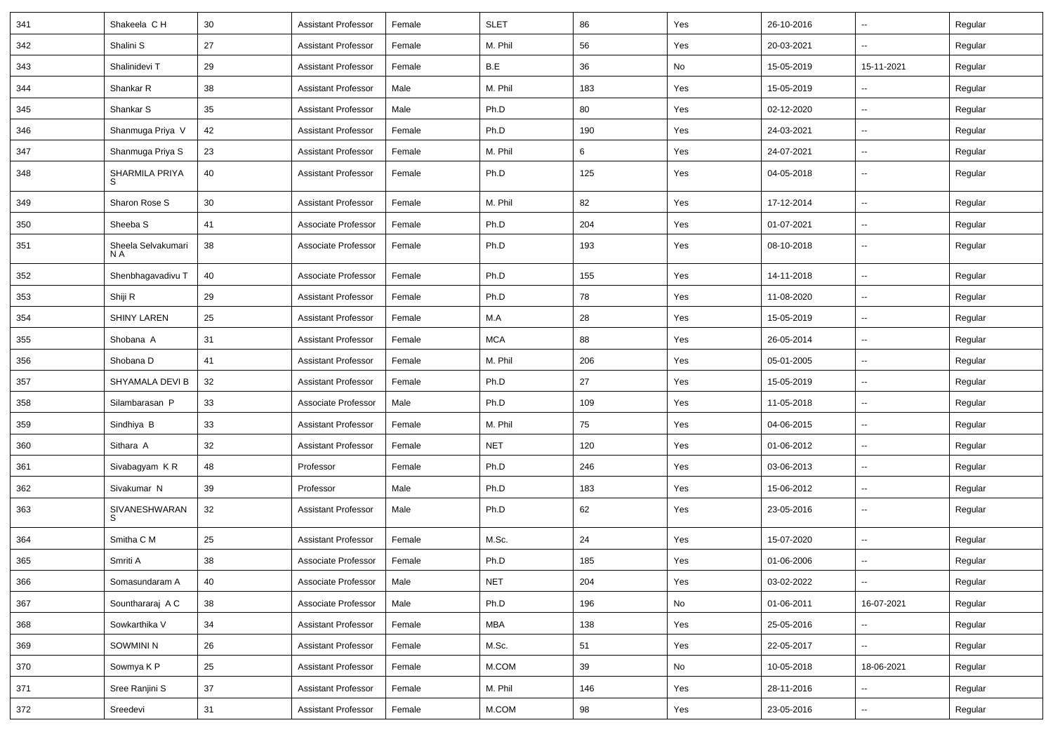| 341 | Shakeela C H | 30 | Assistant Professor | Female | SLET | 86 | Yes | 26-10-2016 | -- | Regular |
|---|---|---|---|---|---|---|---|---|---|---|
| 342 | Shalini S | 27 | Assistant Professor | Female | M. Phil | 56 | Yes | 20-03-2021 | -- | Regular |
| 343 | Shalinidevi T | 29 | Assistant Professor | Female | B.E | 36 | No | 15-05-2019 | 15-11-2021 | Regular |
| 344 | Shankar R | 38 | Assistant Professor | Male | M. Phil | 183 | Yes | 15-05-2019 | -- | Regular |
| 345 | Shankar S | 35 | Assistant Professor | Male | Ph.D | 80 | Yes | 02-12-2020 | -- | Regular |
| 346 | Shanmuga Priya V | 42 | Assistant Professor | Female | Ph.D | 190 | Yes | 24-03-2021 | -- | Regular |
| 347 | Shanmuga Priya S | 23 | Assistant Professor | Female | M. Phil | 6 | Yes | 24-07-2021 | -- | Regular |
| 348 | SHARMILA PRIYA S | 40 | Assistant Professor | Female | Ph.D | 125 | Yes | 04-05-2018 | -- | Regular |
| 349 | Sharon Rose S | 30 | Assistant Professor | Female | M. Phil | 82 | Yes | 17-12-2014 | -- | Regular |
| 350 | Sheeba S | 41 | Associate Professor | Female | Ph.D | 204 | Yes | 01-07-2021 | -- | Regular |
| 351 | Sheela Selvakumari N A | 38 | Associate Professor | Female | Ph.D | 193 | Yes | 08-10-2018 | -- | Regular |
| 352 | Shenbhagavadivu T | 40 | Associate Professor | Female | Ph.D | 155 | Yes | 14-11-2018 | -- | Regular |
| 353 | Shiji R | 29 | Assistant Professor | Female | Ph.D | 78 | Yes | 11-08-2020 | -- | Regular |
| 354 | SHINY LAREN | 25 | Assistant Professor | Female | M.A | 28 | Yes | 15-05-2019 | -- | Regular |
| 355 | Shobana A | 31 | Assistant Professor | Female | MCA | 88 | Yes | 26-05-2014 | -- | Regular |
| 356 | Shobana D | 41 | Assistant Professor | Female | M. Phil | 206 | Yes | 05-01-2005 | -- | Regular |
| 357 | SHYAMALA DEVI B | 32 | Assistant Professor | Female | Ph.D | 27 | Yes | 15-05-2019 | -- | Regular |
| 358 | Silambarasan P | 33 | Associate Professor | Male | Ph.D | 109 | Yes | 11-05-2018 | -- | Regular |
| 359 | Sindhiya B | 33 | Assistant Professor | Female | M. Phil | 75 | Yes | 04-06-2015 | -- | Regular |
| 360 | Sithara A | 32 | Assistant Professor | Female | NET | 120 | Yes | 01-06-2012 | -- | Regular |
| 361 | Sivabagyam K R | 48 | Professor | Female | Ph.D | 246 | Yes | 03-06-2013 | -- | Regular |
| 362 | Sivakumar N | 39 | Professor | Male | Ph.D | 183 | Yes | 15-06-2012 | -- | Regular |
| 363 | SIVANESHWARAN S | 32 | Assistant Professor | Male | Ph.D | 62 | Yes | 23-05-2016 | -- | Regular |
| 364 | Smitha C M | 25 | Assistant Professor | Female | M.Sc. | 24 | Yes | 15-07-2020 | -- | Regular |
| 365 | Smriti A | 38 | Associate Professor | Female | Ph.D | 185 | Yes | 01-06-2006 | -- | Regular |
| 366 | Somasundaram A | 40 | Associate Professor | Male | NET | 204 | Yes | 03-02-2022 | -- | Regular |
| 367 | Sounthararaj A C | 38 | Associate Professor | Male | Ph.D | 196 | No | 01-06-2011 | 16-07-2021 | Regular |
| 368 | Sowkarthika V | 34 | Assistant Professor | Female | MBA | 138 | Yes | 25-05-2016 | -- | Regular |
| 369 | SOWMINI N | 26 | Assistant Professor | Female | M.Sc. | 51 | Yes | 22-05-2017 | -- | Regular |
| 370 | Sowmya K P | 25 | Assistant Professor | Female | M.COM | 39 | No | 10-05-2018 | 18-06-2021 | Regular |
| 371 | Sree Ranjini S | 37 | Assistant Professor | Female | M. Phil | 146 | Yes | 28-11-2016 | -- | Regular |
| 372 | Sreedevi | 31 | Assistant Professor | Female | M.COM | 98 | Yes | 23-05-2016 | -- | Regular |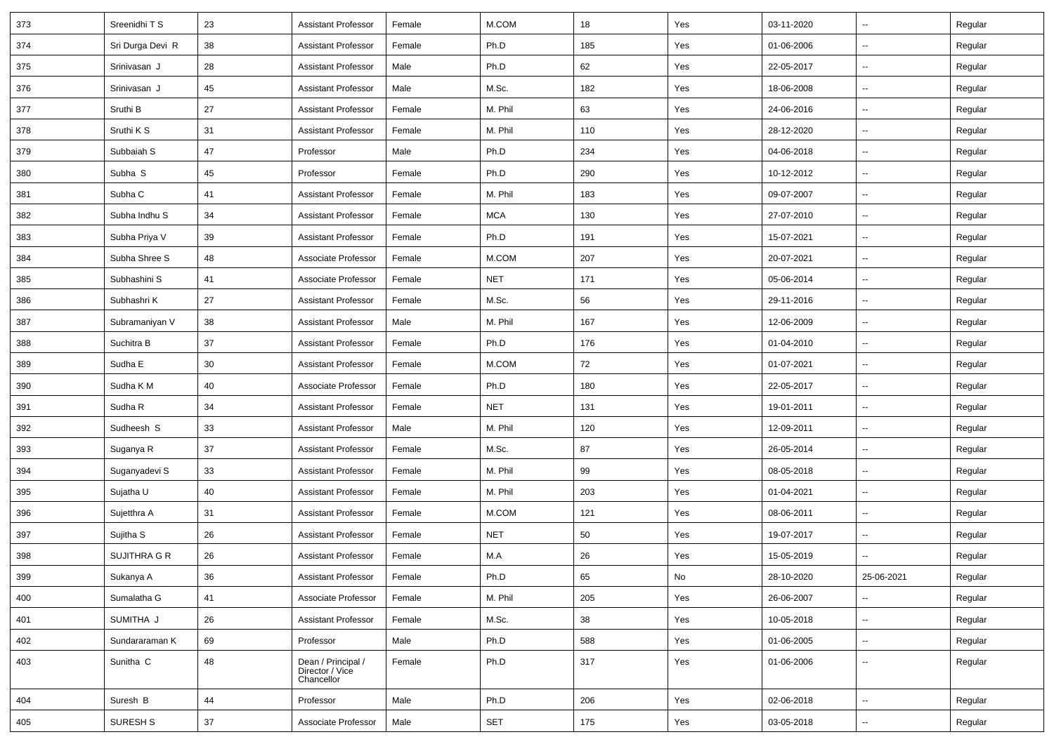| 373 | Sreenidhi T S | 23 | Assistant Professor | Female | M.COM | 18 | Yes | 03-11-2020 | -- | Regular |
|---|---|---|---|---|---|---|---|---|---|---|
| 374 | Sri Durga Devi R | 38 | Assistant Professor | Female | Ph.D | 185 | Yes | 01-06-2006 | -- | Regular |
| 375 | Srinivasan J | 28 | Assistant Professor | Male | Ph.D | 62 | Yes | 22-05-2017 | -- | Regular |
| 376 | Srinivasan J | 45 | Assistant Professor | Male | M.Sc. | 182 | Yes | 18-06-2008 | -- | Regular |
| 377 | Sruthi B | 27 | Assistant Professor | Female | M. Phil | 63 | Yes | 24-06-2016 | -- | Regular |
| 378 | Sruthi K S | 31 | Assistant Professor | Female | M. Phil | 110 | Yes | 28-12-2020 | -- | Regular |
| 379 | Subbaiah S | 47 | Professor | Male | Ph.D | 234 | Yes | 04-06-2018 | -- | Regular |
| 380 | Subha S | 45 | Professor | Female | Ph.D | 290 | Yes | 10-12-2012 | -- | Regular |
| 381 | Subha C | 41 | Assistant Professor | Female | M. Phil | 183 | Yes | 09-07-2007 | -- | Regular |
| 382 | Subha Indhu S | 34 | Assistant Professor | Female | MCA | 130 | Yes | 27-07-2010 | -- | Regular |
| 383 | Subha Priya V | 39 | Assistant Professor | Female | Ph.D | 191 | Yes | 15-07-2021 | -- | Regular |
| 384 | Subha Shree S | 48 | Associate Professor | Female | M.COM | 207 | Yes | 20-07-2021 | -- | Regular |
| 385 | Subhashini S | 41 | Associate Professor | Female | NET | 171 | Yes | 05-06-2014 | -- | Regular |
| 386 | Subhashri K | 27 | Assistant Professor | Female | M.Sc. | 56 | Yes | 29-11-2016 | -- | Regular |
| 387 | Subramaniyan V | 38 | Assistant Professor | Male | M. Phil | 167 | Yes | 12-06-2009 | -- | Regular |
| 388 | Suchitra B | 37 | Assistant Professor | Female | Ph.D | 176 | Yes | 01-04-2010 | -- | Regular |
| 389 | Sudha E | 30 | Assistant Professor | Female | M.COM | 72 | Yes | 01-07-2021 | -- | Regular |
| 390 | Sudha K M | 40 | Associate Professor | Female | Ph.D | 180 | Yes | 22-05-2017 | -- | Regular |
| 391 | Sudha R | 34 | Assistant Professor | Female | NET | 131 | Yes | 19-01-2011 | -- | Regular |
| 392 | Sudheesh S | 33 | Assistant Professor | Male | M. Phil | 120 | Yes | 12-09-2011 | -- | Regular |
| 393 | Suganya R | 37 | Assistant Professor | Female | M.Sc. | 87 | Yes | 26-05-2014 | -- | Regular |
| 394 | Suganyadevi S | 33 | Assistant Professor | Female | M. Phil | 99 | Yes | 08-05-2018 | -- | Regular |
| 395 | Sujatha U | 40 | Assistant Professor | Female | M. Phil | 203 | Yes | 01-04-2021 | -- | Regular |
| 396 | Sujetthra A | 31 | Assistant Professor | Female | M.COM | 121 | Yes | 08-06-2011 | -- | Regular |
| 397 | Sujitha S | 26 | Assistant Professor | Female | NET | 50 | Yes | 19-07-2017 | -- | Regular |
| 398 | SUJITHRA G R | 26 | Assistant Professor | Female | M.A | 26 | Yes | 15-05-2019 | -- | Regular |
| 399 | Sukanya A | 36 | Assistant Professor | Female | Ph.D | 65 | No | 28-10-2020 | 25-06-2021 | Regular |
| 400 | Sumalatha G | 41 | Associate Professor | Female | M. Phil | 205 | Yes | 26-06-2007 | -- | Regular |
| 401 | SUMITHA J | 26 | Assistant Professor | Female | M.Sc. | 38 | Yes | 10-05-2018 | -- | Regular |
| 402 | Sundararaman K | 69 | Professor | Male | Ph.D | 588 | Yes | 01-06-2005 | -- | Regular |
| 403 | Sunitha C | 48 | Dean / Principal / Director / Vice Chancellor | Female | Ph.D | 317 | Yes | 01-06-2006 | -- | Regular |
| 404 | Suresh B | 44 | Professor | Male | Ph.D | 206 | Yes | 02-06-2018 | -- | Regular |
| 405 | SURESH S | 37 | Associate Professor | Male | SET | 175 | Yes | 03-05-2018 | -- | Regular |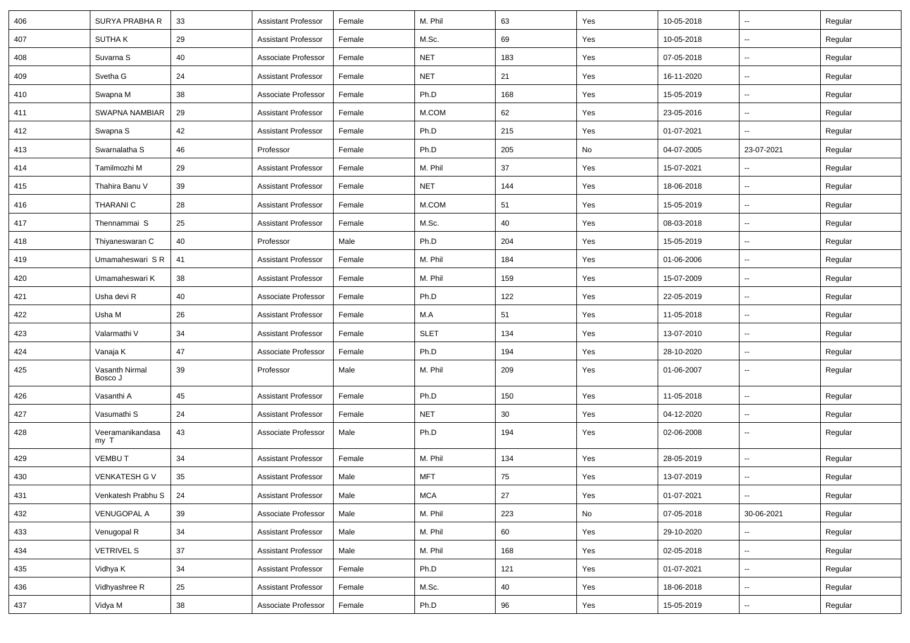| 406 | SURYA PRABHA R | 33 | Assistant Professor | Female | M. Phil | 63 | Yes | 10-05-2018 | -- | Regular |
|---|---|---|---|---|---|---|---|---|---|---|
| 407 | SUTHA K | 29 | Assistant Professor | Female | M.Sc. | 69 | Yes | 10-05-2018 | -- | Regular |
| 408 | Suvarna S | 40 | Associate Professor | Female | NET | 183 | Yes | 07-05-2018 | -- | Regular |
| 409 | Svetha G | 24 | Assistant Professor | Female | NET | 21 | Yes | 16-11-2020 | -- | Regular |
| 410 | Swapna M | 38 | Associate Professor | Female | Ph.D | 168 | Yes | 15-05-2019 | -- | Regular |
| 411 | SWAPNA NAMBIAR | 29 | Assistant Professor | Female | M.COM | 62 | Yes | 23-05-2016 | -- | Regular |
| 412 | Swapna S | 42 | Assistant Professor | Female | Ph.D | 215 | Yes | 01-07-2021 | -- | Regular |
| 413 | Swarnalatha S | 46 | Professor | Female | Ph.D | 205 | No | 04-07-2005 | 23-07-2021 | Regular |
| 414 | Tamilmozhi M | 29 | Assistant Professor | Female | M. Phil | 37 | Yes | 15-07-2021 | -- | Regular |
| 415 | Thahira Banu V | 39 | Assistant Professor | Female | NET | 144 | Yes | 18-06-2018 | -- | Regular |
| 416 | THARANI C | 28 | Assistant Professor | Female | M.COM | 51 | Yes | 15-05-2019 | -- | Regular |
| 417 | Thennammai S | 25 | Assistant Professor | Female | M.Sc. | 40 | Yes | 08-03-2018 | -- | Regular |
| 418 | Thiyaneswaran C | 40 | Professor | Male | Ph.D | 204 | Yes | 15-05-2019 | -- | Regular |
| 419 | Umamaheswari S R | 41 | Assistant Professor | Female | M. Phil | 184 | Yes | 01-06-2006 | -- | Regular |
| 420 | Umamaheswari K | 38 | Assistant Professor | Female | M. Phil | 159 | Yes | 15-07-2009 | -- | Regular |
| 421 | Usha devi R | 40 | Associate Professor | Female | Ph.D | 122 | Yes | 22-05-2019 | -- | Regular |
| 422 | Usha M | 26 | Assistant Professor | Female | M.A | 51 | Yes | 11-05-2018 | -- | Regular |
| 423 | Valarmathi V | 34 | Assistant Professor | Female | SLET | 134 | Yes | 13-07-2010 | -- | Regular |
| 424 | Vanaja K | 47 | Associate Professor | Female | Ph.D | 194 | Yes | 28-10-2020 | -- | Regular |
| 425 | Vasanth Nirmal Bosco J | 39 | Professor | Male | M. Phil | 209 | Yes | 01-06-2007 | -- | Regular |
| 426 | Vasanthi A | 45 | Assistant Professor | Female | Ph.D | 150 | Yes | 11-05-2018 | -- | Regular |
| 427 | Vasumathi S | 24 | Assistant Professor | Female | NET | 30 | Yes | 04-12-2020 | -- | Regular |
| 428 | Veeramanikandasamy T | 43 | Associate Professor | Male | Ph.D | 194 | Yes | 02-06-2008 | -- | Regular |
| 429 | VEMBU T | 34 | Assistant Professor | Female | M. Phil | 134 | Yes | 28-05-2019 | -- | Regular |
| 430 | VENKATESH G V | 35 | Assistant Professor | Male | MFT | 75 | Yes | 13-07-2019 | -- | Regular |
| 431 | Venkatesh Prabhu S | 24 | Assistant Professor | Male | MCA | 27 | Yes | 01-07-2021 | -- | Regular |
| 432 | VENUGOPAL A | 39 | Associate Professor | Male | M. Phil | 223 | No | 07-05-2018 | 30-06-2021 | Regular |
| 433 | Venugopal R | 34 | Assistant Professor | Male | M. Phil | 60 | Yes | 29-10-2020 | -- | Regular |
| 434 | VETRIVEL S | 37 | Assistant Professor | Male | M. Phil | 168 | Yes | 02-05-2018 | -- | Regular |
| 435 | Vidhya K | 34 | Assistant Professor | Female | Ph.D | 121 | Yes | 01-07-2021 | -- | Regular |
| 436 | Vidhyashree R | 25 | Assistant Professor | Female | M.Sc. | 40 | Yes | 18-06-2018 | -- | Regular |
| 437 | Vidya M | 38 | Associate Professor | Female | Ph.D | 96 | Yes | 15-05-2019 | -- | Regular |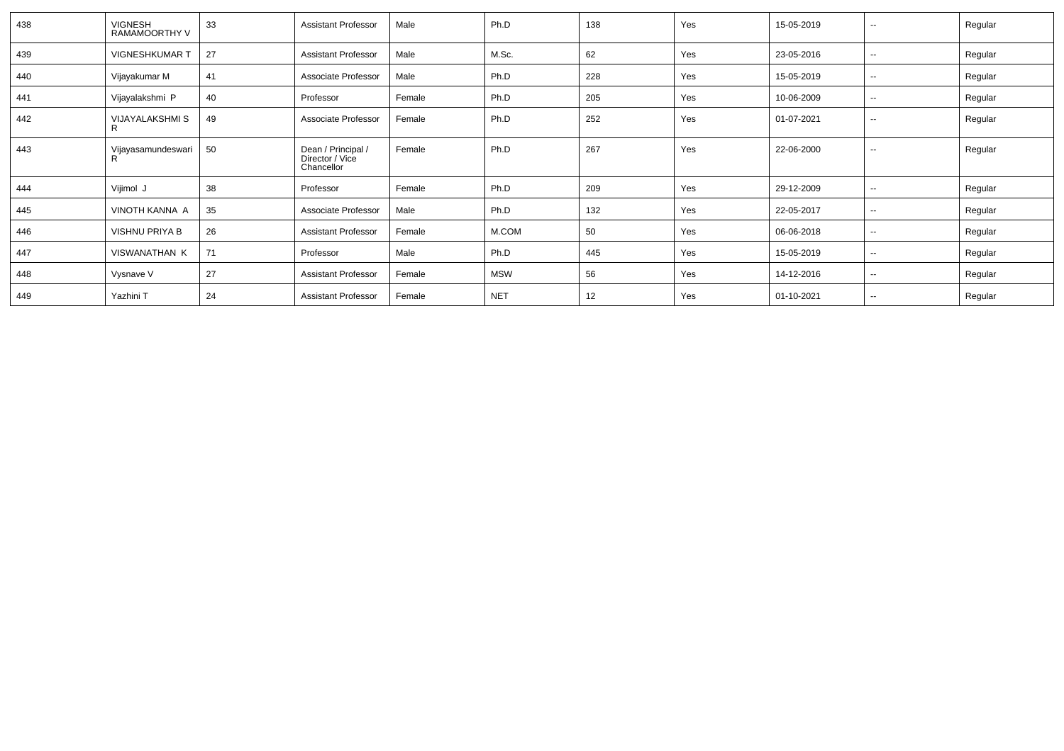| | | | | | | | | | | |
|---|---|---|---|---|---|---|---|---|---|---|
| 438 | VIGNESH RAMAMOORTHY V | 33 | Assistant Professor | Male | Ph.D | 138 | Yes | 15-05-2019 | -- | Regular |
| 439 | VIGNESHKUMAR T | 27 | Assistant Professor | Male | M.Sc. | 62 | Yes | 23-05-2016 | -- | Regular |
| 440 | Vijayakumar M | 41 | Associate Professor | Male | Ph.D | 228 | Yes | 15-05-2019 | -- | Regular |
| 441 | Vijayalakshmi P | 40 | Professor | Female | Ph.D | 205 | Yes | 10-06-2009 | -- | Regular |
| 442 | VIJAYALAKSHMI S R | 49 | Associate Professor | Female | Ph.D | 252 | Yes | 01-07-2021 | -- | Regular |
| 443 | Vijayasamundeswari R | 50 | Dean / Principal / Director / Vice Chancellor | Female | Ph.D | 267 | Yes | 22-06-2000 | -- | Regular |
| 444 | Vijimol J | 38 | Professor | Female | Ph.D | 209 | Yes | 29-12-2009 | -- | Regular |
| 445 | VINOTH KANNA A | 35 | Associate Professor | Male | Ph.D | 132 | Yes | 22-05-2017 | -- | Regular |
| 446 | VISHNU PRIYA B | 26 | Assistant Professor | Female | M.COM | 50 | Yes | 06-06-2018 | -- | Regular |
| 447 | VISWANATHAN K | 71 | Professor | Male | Ph.D | 445 | Yes | 15-05-2019 | -- | Regular |
| 448 | Vysnave V | 27 | Assistant Professor | Female | MSW | 56 | Yes | 14-12-2016 | -- | Regular |
| 449 | Yazhini T | 24 | Assistant Professor | Female | NET | 12 | Yes | 01-10-2021 | -- | Regular |